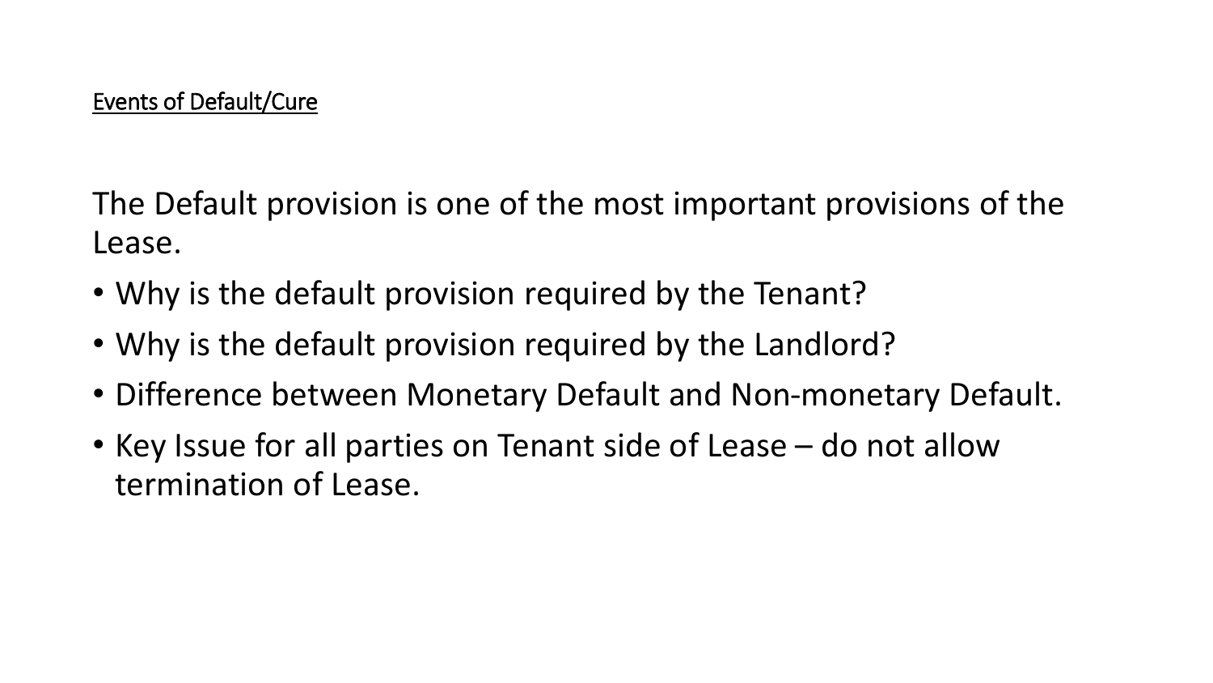## Events of Default/Cure

The Default provision is one of the most important provisions of the Lease.

- Why is the default provision required by the Tenant?
- Why is the default provision required by the Landlord?
- Difference between Monetary Default and Non-monetary Default.
- Key Issue for all parties on Tenant side of Lease – do not allow termination of Lease.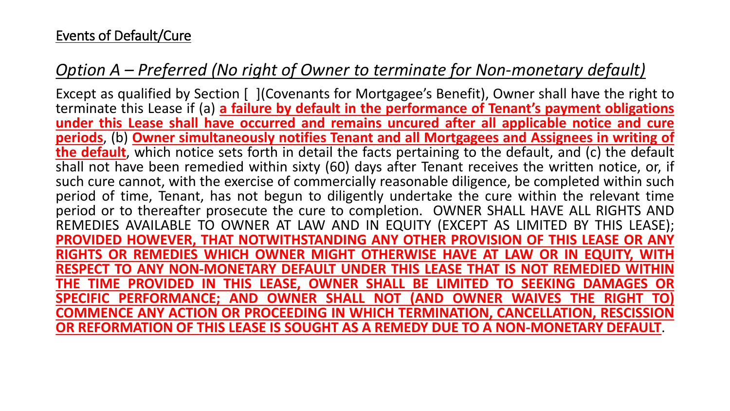Events of Default/Cure

## *Option A – Preferred (No right of Owner to terminate for Non-monetary default)*

Except as qualified by Section [ ](Covenants for Mortgagee's Benefit), Owner shall have the right to terminate this Lease if (a) **a failure by default in the performance of Tenant's payment obligations under this Lease shall have occurred and remains uncured after all applicable notice and cure periods**, (b) **Owner simultaneously notifies Tenant and all Mortgagees and Assignees in writing of the default**, which notice sets forth in detail the facts pertaining to the default, and (c) the default shall not have been remedied within sixty (60) days after Tenant receives the written notice, or, if such cure cannot, with the exercise of commercially reasonable diligence, be completed within such period of time, Tenant, has not begun to diligently undertake the cure within the relevant time period or to thereafter prosecute the cure to completion. OWNER SHALL HAVE ALL RIGHTS AND REMEDIES AVAILABLE TO OWNER AT LAW AND IN EQUITY (EXCEPT AS LIMITED BY THIS LEASE); **PROVIDED HOWEVER, THAT NOTWITHSTANDING ANY OTHER PROVISION OF THIS LEASE OR ANY RIGHTS OR REMEDIES WHICH OWNER MIGHT OTHERWISE HAVE AT LAW OR IN EQUITY, WITH RESPECT TO ANY NON-MONETARY DEFAULT UNDER THIS LEASE THAT IS NOT REMEDIED WITHIN THE TIME PROVIDED IN THIS LEASE, OWNER SHALL BE LIMITED TO SEEKING DAMAGES OR SPECIFIC PERFORMANCE; AND OWNER SHALL NOT (AND OWNER WAIVES THE RIGHT TO) COMMENCE ANY ACTION OR PROCEEDING IN WHICH TERMINATION, CANCELLATION, RESCISSION OR REFORMATION OF THIS LEASE IS SOUGHT AS A REMEDY DUE TO A NON-MONETARY DEFAULT**.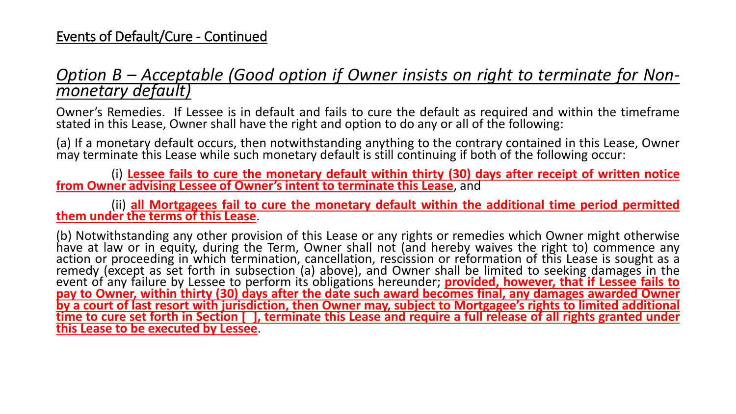## Events of Default/Cure - Continued

### *Option B – Acceptable (Good option if Owner insists on right to terminate for Non-monetary default)*

Owner's Remedies. If Lessee is in default and fails to cure the default as required and within the timeframe stated in this Lease, Owner shall have the right and option to do any or all of the following:

(a) If a monetary default occurs, then notwithstanding anything to the contrary contained in this Lease, Owner may terminate this Lease while such monetary default is still continuing if both of the following occur:

(i) **Lessee fails to cure the monetary default within thirty (30) days after receipt of written notice from Owner advising Lessee of Owner's intent to terminate this Lease**, and

(ii) **all Mortgagees fail to cure the monetary default within the additional time period permitted them under the terms of this Lease**.

(b) Notwithstanding any other provision of this Lease or any rights or remedies which Owner might otherwise have at law or in equity, during the Term, Owner shall not (and hereby waives the right to) commence any action or proceeding in which termination, cancellation, rescission or reformation of this Lease is sought as a remedy (except as set forth in subsection (a) above), and Owner shall be limited to seeking damages in the event of any failure by Lessee to perform its obligations hereunder; **provided, however, that if Lessee fails to pay to Owner, within thirty (30) days after the date such award becomes final, any damages awarded Owner by a court of last resort with jurisdiction, then Owner may, subject to Mortgagee's rights to limited additional time to cure set forth in Section [ ], terminate this Lease and require a full release of all rights granted under this Lease to be executed by Lessee**.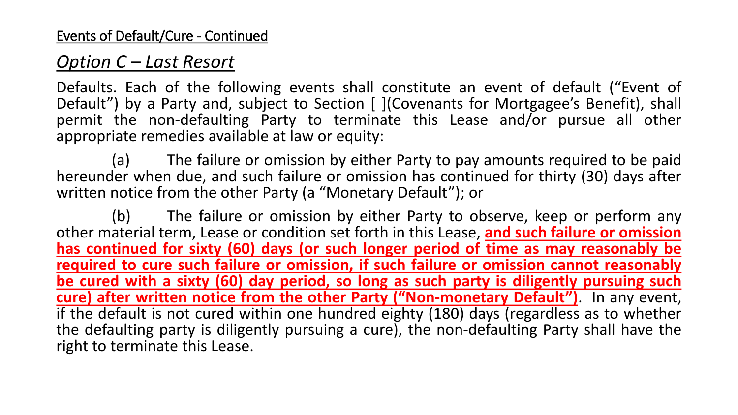Events of Default/Cure - Continued

## *Option C – Last Resort*

Defaults. Each of the following events shall constitute an event of default ("Event of Default") by a Party and, subject to Section [ ](Covenants for Mortgagee's Benefit), shall permit the non-defaulting Party to terminate this Lease and/or pursue all other appropriate remedies available at law or equity:

(a) The failure or omission by either Party to pay amounts required to be paid hereunder when due, and such failure or omission has continued for thirty (30) days after written notice from the other Party (a "Monetary Default"); or

(b) The failure or omission by either Party to observe, keep or perform any other material term, Lease or condition set forth in this Lease, **and such failure or omission has continued for sixty (60) days (or such longer period of time as may reasonably be required to cure such failure or omission, if such failure or omission cannot reasonably be cured with a sixty (60) day period, so long as such party is diligently pursuing such cure) after written notice from the other Party ("Non-monetary Default")**. In any event, if the default is not cured within one hundred eighty (180) days (regardless as to whether the defaulting party is diligently pursuing a cure), the non-defaulting Party shall have the right to terminate this Lease.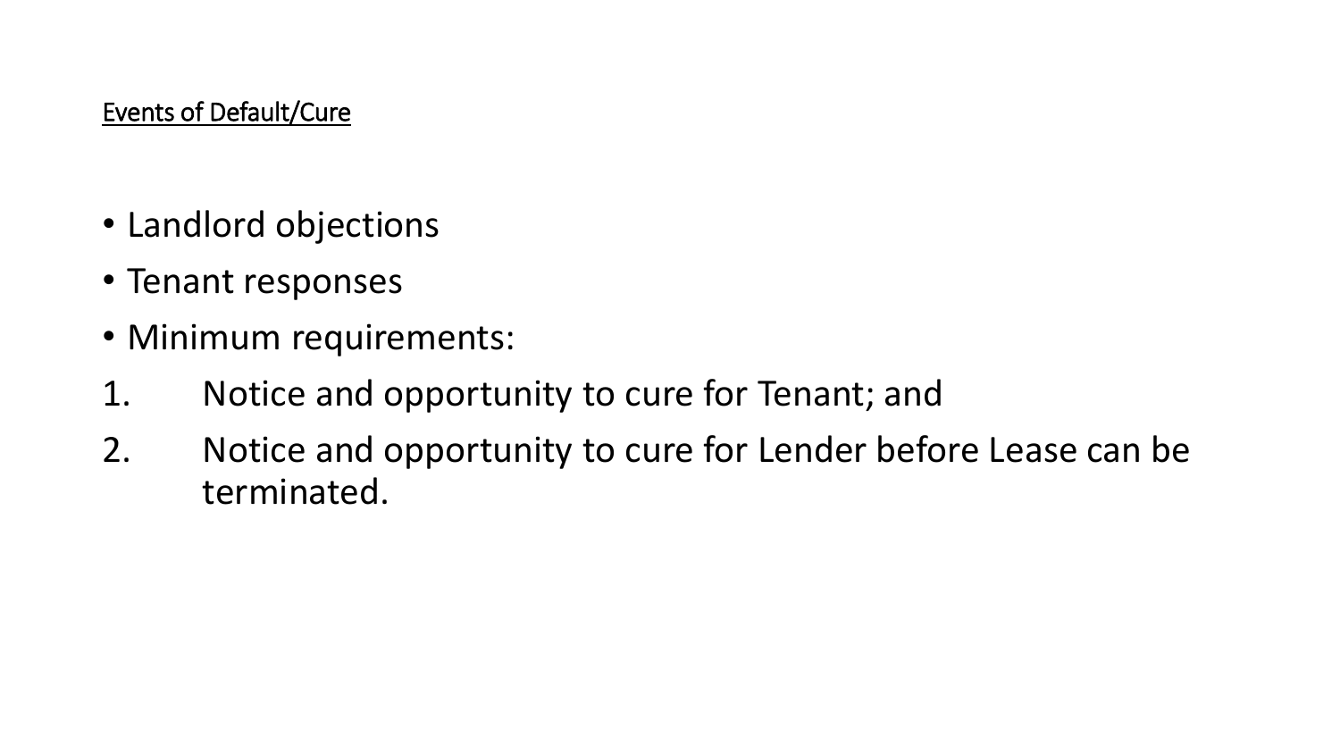<u>Events of Default/Cure</u>

- Landlord objections
- Tenant responses
- Minimum requirements:

1. Notice and opportunity to cure for Tenant; and
2. Notice and opportunity to cure for Lender before Lease can be terminated.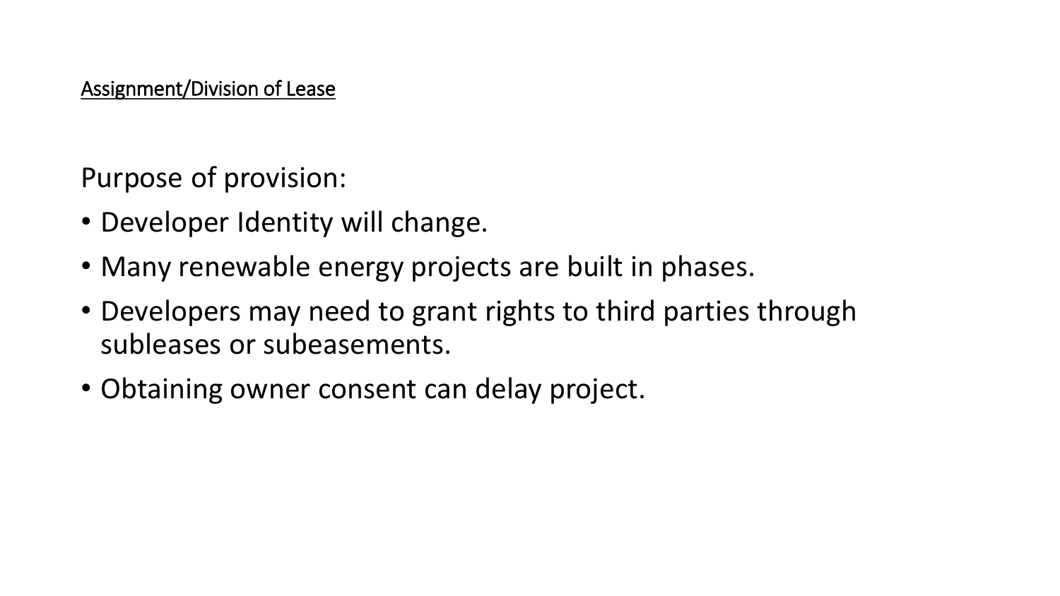## Assignment/Division of Lease

Purpose of provision:

- Developer Identity will change.
- Many renewable energy projects are built in phases.
- Developers may need to grant rights to third parties through subleases or subeasements.
- Obtaining owner consent can delay project.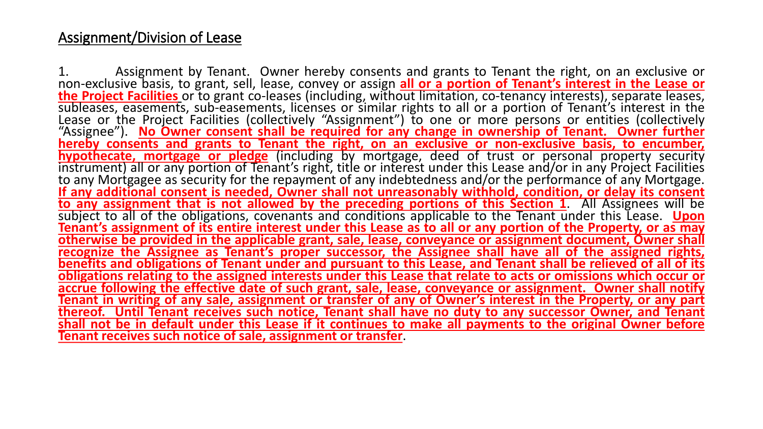## Assignment/Division of Lease

1. Assignment by Tenant. Owner hereby consents and grants to Tenant the right, on an exclusive or non-exclusive basis, to grant, sell, lease, convey or assign **all or a portion of Tenant's interest in the Lease or the Project Facilities** or to grant co-leases (including, without limitation, co-tenancy interests), separate leases, subleases, easements, sub-easements, licenses or similar rights to all or a portion of Tenant's interest in the Lease or the Project Facilities (collectively "Assignment") to one or more persons or entities (collectively "Assignee"). **No Owner consent shall be required for any change in ownership of Tenant. Owner further hereby consents and grants to Tenant the right, on an exclusive or non-exclusive basis, to encumber, hypothecate, mortgage or pledge** (including by mortgage, deed of trust or personal property security instrument) all or any portion of Tenant's right, title or interest under this Lease and/or in any Project Facilities to any Mortgagee as security for the repayment of any indebtedness and/or the performance of any Mortgage. **If any additional consent is needed, Owner shall not unreasonably withhold, condition, or delay its consent to any assignment that is not allowed by the preceding portions of this Section 1**. All Assignees will be subject to all of the obligations, covenants and conditions applicable to the Tenant under this Lease. **Upon Tenant's assignment of its entire interest under this Lease as to all or any portion of the Property, or as may otherwise be provided in the applicable grant, sale, lease, conveyance or assignment document, Owner shall recognize the Assignee as Tenant's proper successor, the Assignee shall have all of the assigned rights, benefits and obligations of Tenant under and pursuant to this Lease, and Tenant shall be relieved of all of its obligations relating to the assigned interests under this Lease that relate to acts or omissions which occur or accrue following the effective date of such grant, sale, lease, conveyance or assignment. Owner shall notify Tenant in writing of any sale, assignment or transfer of any of Owner's interest in the Property, or any part thereof. Until Tenant receives such notice, Tenant shall have no duty to any successor Owner, and Tenant shall not be in default under this Lease if it continues to make all payments to the original Owner before Tenant receives such notice of sale, assignment or transfer**.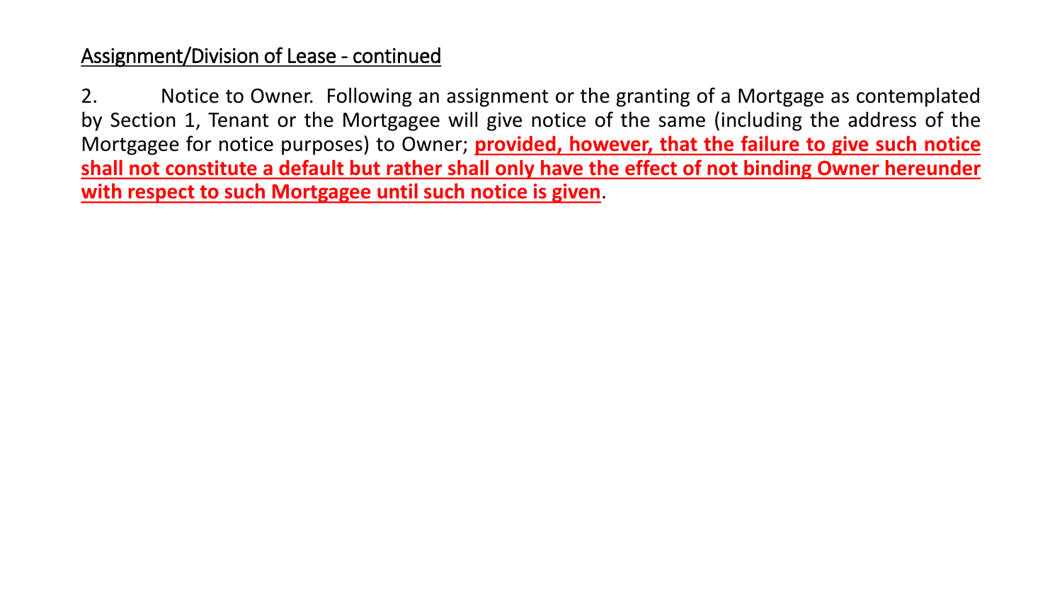## Assignment/Division of Lease - continued

2. Notice to Owner. Following an assignment or the granting of a Mortgage as contemplated by Section 1, Tenant or the Mortgagee will give notice of the same (including the address of the Mortgagee for notice purposes) to Owner; **provided, however, that the failure to give such notice shall not constitute a default but rather shall only have the effect of not binding Owner hereunder with respect to such Mortgagee until such notice is given**.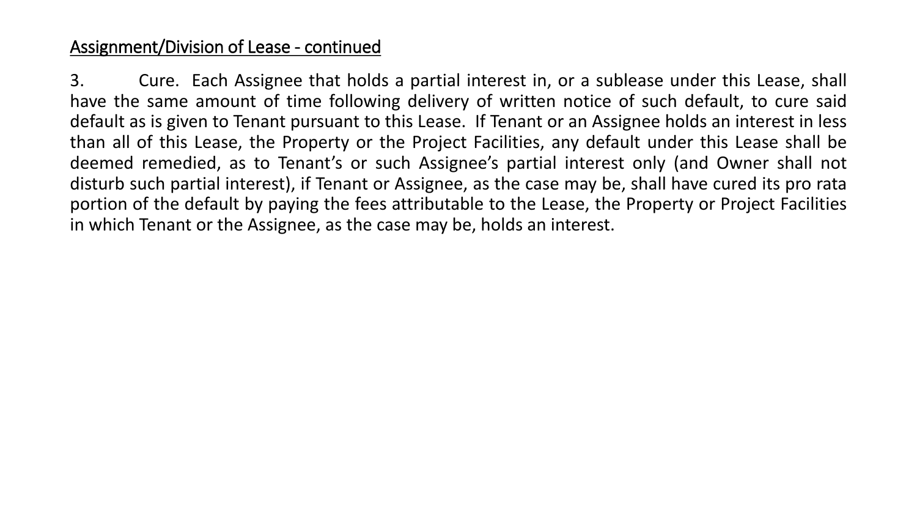<u>Assignment/Division of Lease - continued</u>

3. Cure. Each Assignee that holds a partial interest in, or a sublease under this Lease, shall have the same amount of time following delivery of written notice of such default, to cure said default as is given to Tenant pursuant to this Lease. If Tenant or an Assignee holds an interest in less than all of this Lease, the Property or the Project Facilities, any default under this Lease shall be deemed remedied, as to Tenant's or such Assignee's partial interest only (and Owner shall not disturb such partial interest), if Tenant or Assignee, as the case may be, shall have cured its pro rata portion of the default by paying the fees attributable to the Lease, the Property or Project Facilities in which Tenant or the Assignee, as the case may be, holds an interest.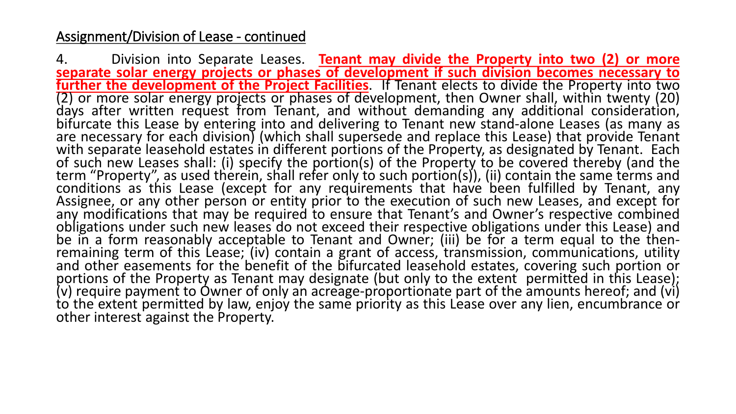<u>Assignment/Division of Lease - continued</u>

4. Division into Separate Leases. **<u>Tenant may divide the Property into two (2) or more separate solar energy projects or phases of development if such division becomes necessary to further the development of the Project Facilities</u>**. If Tenant elects to divide the Property into two (2) or more solar energy projects or phases of development, then Owner shall, within twenty (20) days after written request from Tenant, and without demanding any additional consideration, bifurcate this Lease by entering into and delivering to Tenant new stand-alone Leases (as many as are necessary for each division) (which shall supersede and replace this Lease) that provide Tenant with separate leasehold estates in different portions of the Property, as designated by Tenant. Each of such new Leases shall: (i) specify the portion(s) of the Property to be covered thereby (and the term "Property", as used therein, shall refer only to such portion(s)), (ii) contain the same terms and conditions as this Lease (except for any requirements that have been fulfilled by Tenant, any Assignee, or any other person or entity prior to the execution of such new Leases, and except for any modifications that may be required to ensure that Tenant's and Owner's respective combined obligations under such new leases do not exceed their respective obligations under this Lease) and be in a form reasonably acceptable to Tenant and Owner; (iii) be for a term equal to the then-remaining term of this Lease; (iv) contain a grant of access, transmission, communications, utility and other easements for the benefit of the bifurcated leasehold estates, covering such portion or portions of the Property as Tenant may designate (but only to the extent permitted in this Lease); (v) require payment to Owner of only an acreage-proportionate part of the amounts hereof; and (vi) to the extent permitted by law, enjoy the same priority as this Lease over any lien, encumbrance or other interest against the Property.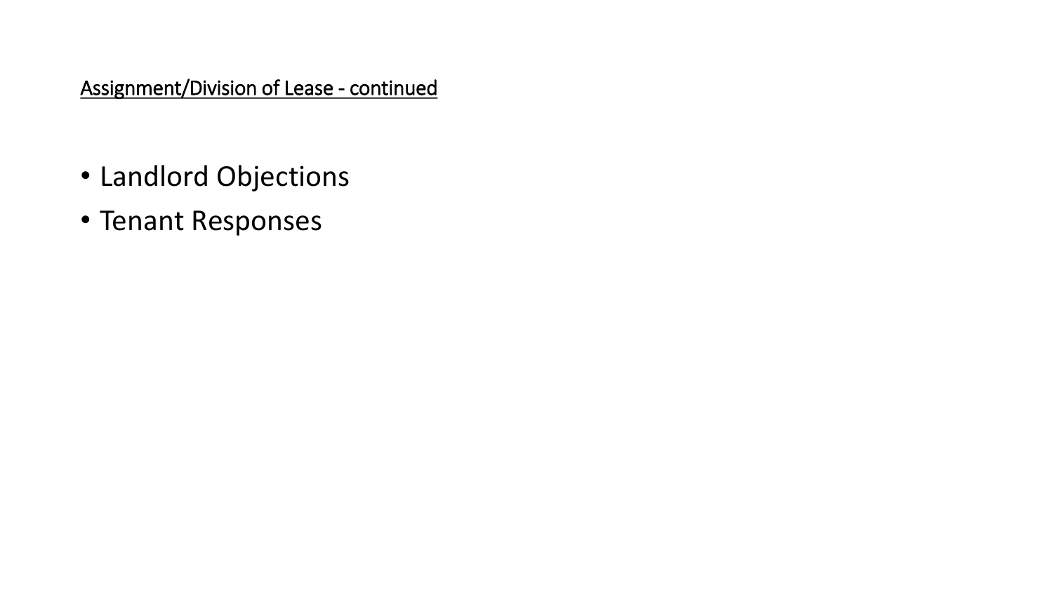<u>Assignment/Division of Lease - continued</u>

- Landlord Objections
- Tenant Responses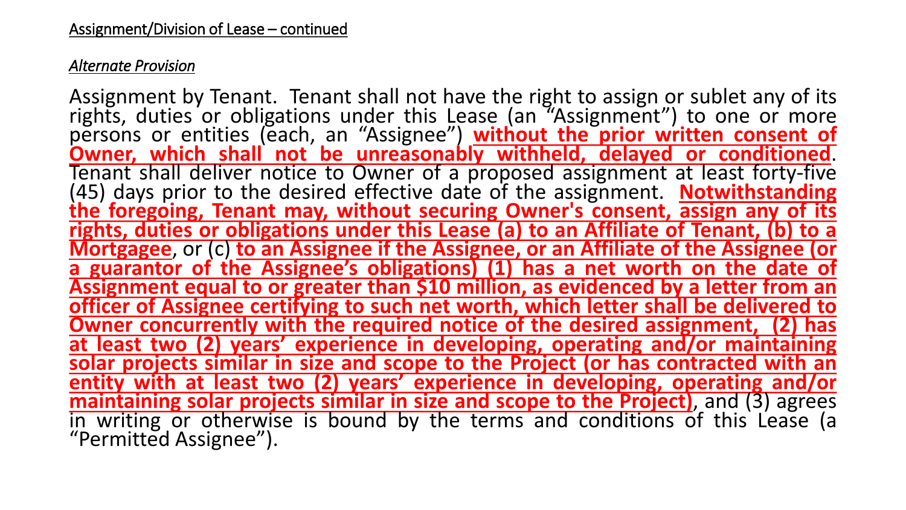Assignment/Division of Lease – continued

*Alternate Provision*

Assignment by Tenant. Tenant shall not have the right to assign or sublet any of its rights, duties or obligations under this Lease (an "Assignment") to one or more persons or entities (each, an "Assignee") **without the prior written consent of Owner, which shall not be unreasonably withheld, delayed or conditioned**. Tenant shall deliver notice to Owner of a proposed assignment at least forty-five (45) days prior to the desired effective date of the assignment. **Notwithstanding the foregoing, Tenant may, without securing Owner's consent, assign any of its rights, duties or obligations under this Lease (a) to an Affiliate of Tenant, (b) to a Mortgagee**, or (c) **to an Assignee if the Assignee, or an Affiliate of the Assignee (or a guarantor of the Assignee's obligations) (1) has a net worth on the date of Assignment equal to or greater than $10 million, as evidenced by a letter from an officer of Assignee certifying to such net worth, which letter shall be delivered to Owner concurrently with the required notice of the desired assignment, (2) has at least two (2) years' experience in developing, operating and/or maintaining solar projects similar in size and scope to the Project (or has contracted with an entity with at least two (2) years' experience in developing, operating and/or maintaining solar projects similar in size and scope to the Project)**, and (3) agrees in writing or otherwise is bound by the terms and conditions of this Lease (a "Permitted Assignee").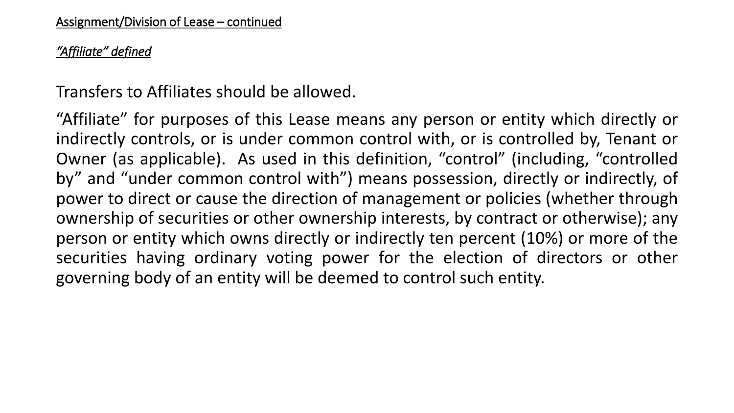Assignment/Division of Lease – continued

*“Affiliate” defined*

Transfers to Affiliates should be allowed.

“Affiliate” for purposes of this Lease means any person or entity which directly or indirectly controls, or is under common control with, or is controlled by, Tenant or Owner (as applicable). As used in this definition, “control” (including, “controlled by” and “under common control with”) means possession, directly or indirectly, of power to direct or cause the direction of management or policies (whether through ownership of securities or other ownership interests, by contract or otherwise); any person or entity which owns directly or indirectly ten percent (10%) or more of the securities having ordinary voting power for the election of directors or other governing body of an entity will be deemed to control such entity.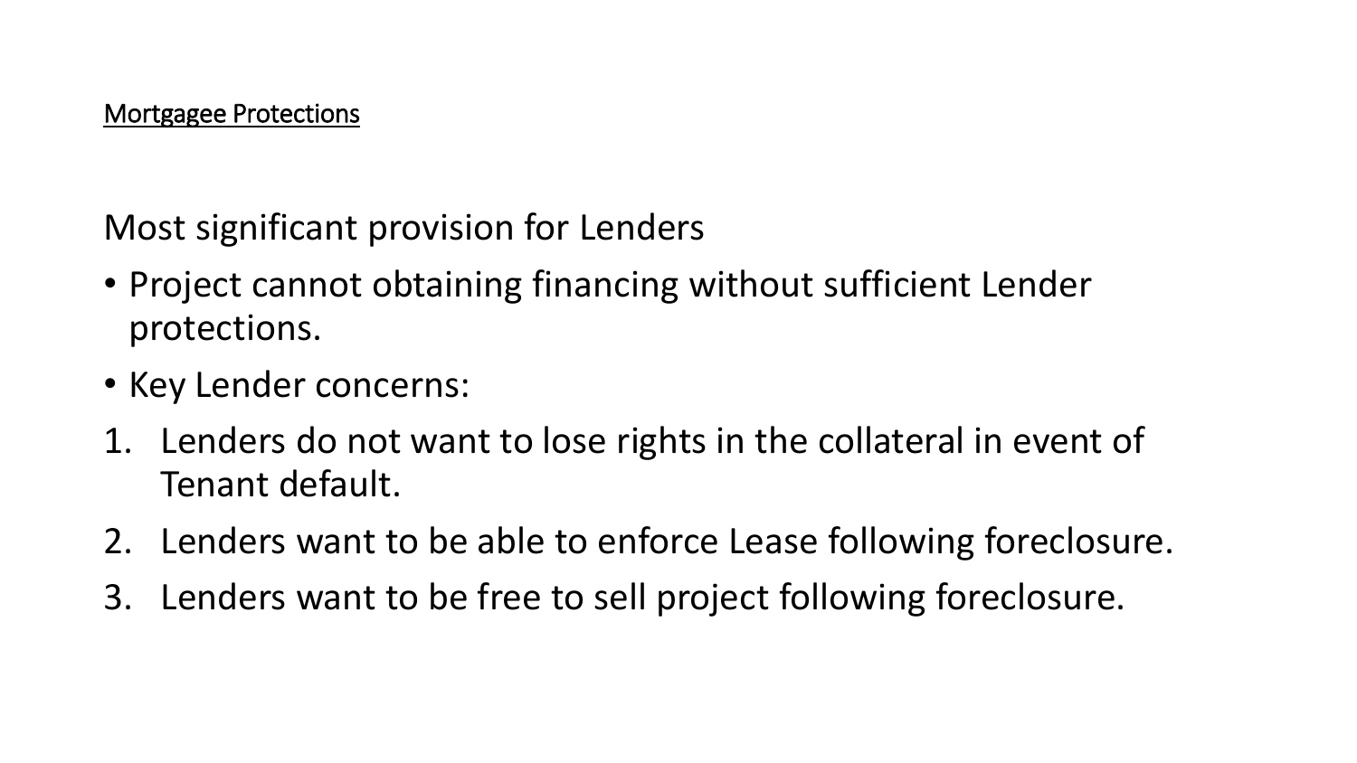<u>Mortgagee Protections</u>

Most significant provision for Lenders

- Project cannot obtaining financing without sufficient Lender protections.
- Key Lender concerns:

1. Lenders do not want to lose rights in the collateral in event of Tenant default.
2. Lenders want to be able to enforce Lease following foreclosure.
3. Lenders want to be free to sell project following foreclosure.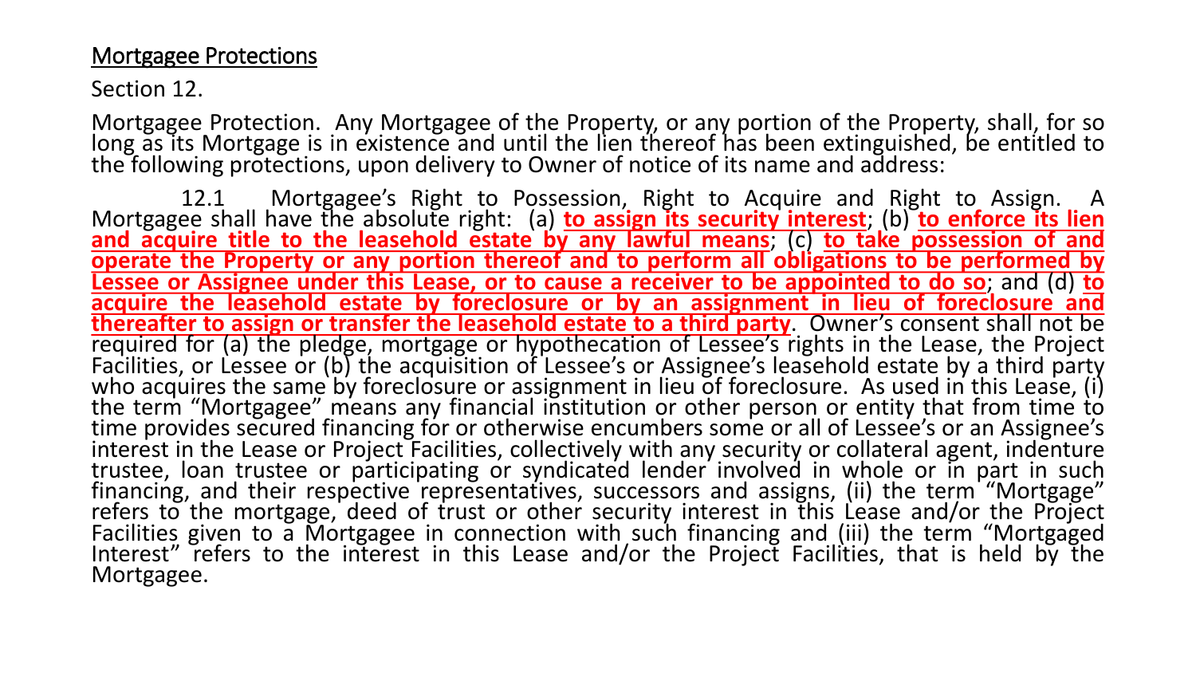<u>Mortgagee Protections</u>

Section 12.

Mortgagee Protection. Any Mortgagee of the Property, or any portion of the Property, shall, for so long as its Mortgage is in existence and until the lien thereof has been extinguished, be entitled to the following protections, upon delivery to Owner of notice of its name and address:

12.1 Mortgagee's Right to Possession, Right to Acquire and Right to Assign. A Mortgagee shall have the absolute right: (a) **<u>to assign its security interest</u>**; (b) **<u>to enforce its lien and acquire title to the leasehold estate by any lawful means</u>**; (c) **<u>to take possession of and operate the Property or any portion thereof and to perform all obligations to be performed by Lessee or Assignee under this Lease, or to cause a receiver to be appointed to do so</u>**; and (d) **<u>to acquire the leasehold estate by foreclosure or by an assignment in lieu of foreclosure and thereafter to assign or transfer the leasehold estate to a third party</u>**. Owner's consent shall not be required for (a) the pledge, mortgage or hypothecation of Lessee's rights in the Lease, the Project Facilities, or Lessee or (b) the acquisition of Lessee's or Assignee's leasehold estate by a third party who acquires the same by foreclosure or assignment in lieu of foreclosure. As used in this Lease, (i) the term "Mortgagee" means any financial institution or other person or entity that from time to time provides secured financing for or otherwise encumbers some or all of Lessee's or an Assignee's interest in the Lease or Project Facilities, collectively with any security or collateral agent, indenture trustee, loan trustee or participating or syndicated lender involved in whole or in part in such financing, and their respective representatives, successors and assigns, (ii) the term "Mortgage" refers to the mortgage, deed of trust or other security interest in this Lease and/or the Project Facilities given to a Mortgagee in connection with such financing and (iii) the term "Mortgaged Interest" refers to the interest in this Lease and/or the Project Facilities, that is held by the Mortgagee.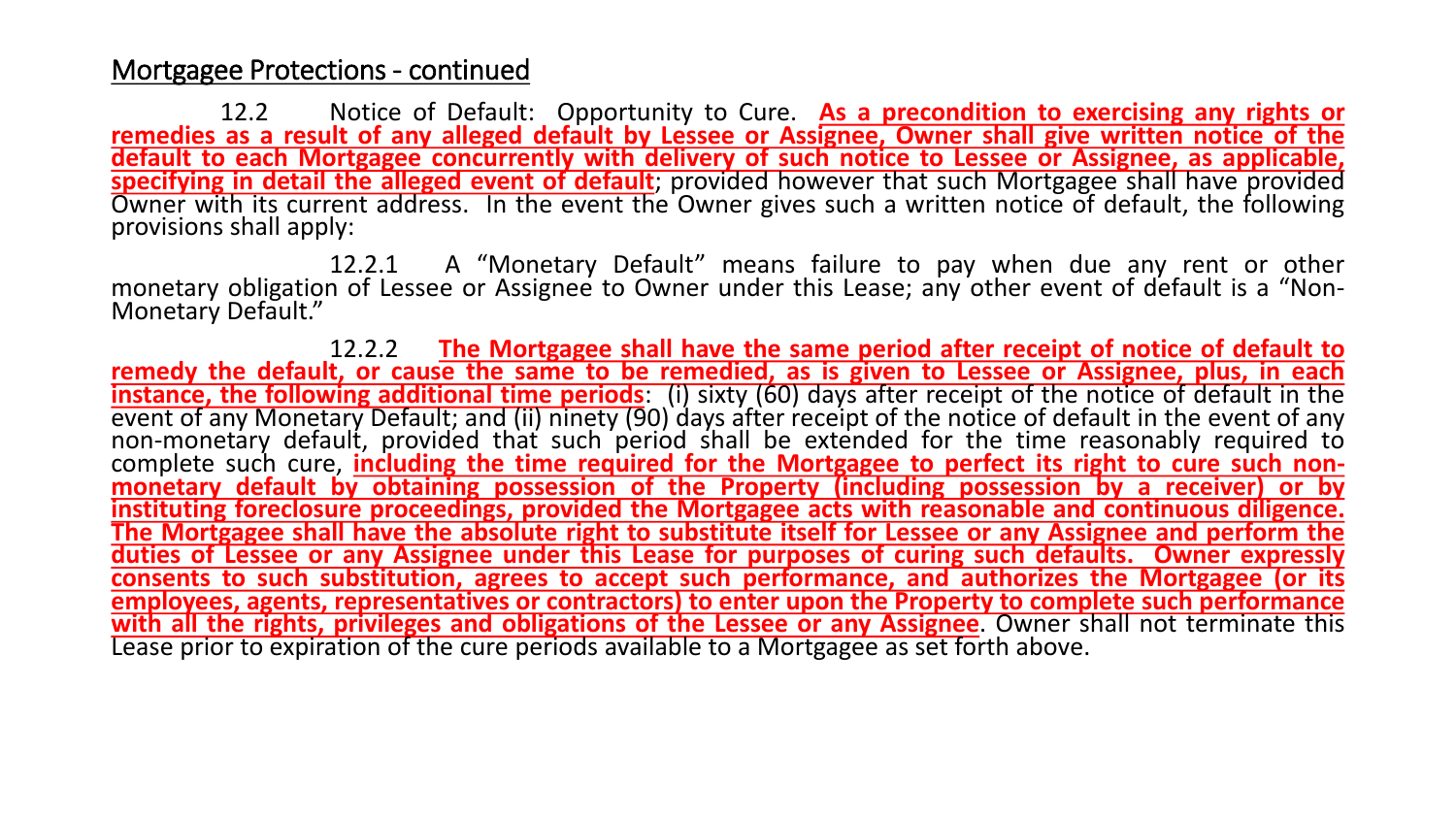## Mortgagee Protections - continued

12.2 Notice of Default: Opportunity to Cure. **As a precondition to exercising any rights or remedies as a result of any alleged default by Lessee or Assignee, Owner shall give written notice of the default to each Mortgagee concurrently with delivery of such notice to Lessee or Assignee, as applicable, specifying in detail the alleged event of default**; provided however that such Mortgagee shall have provided Owner with its current address. In the event the Owner gives such a written notice of default, the following provisions shall apply:

12.2.1 A "Monetary Default" means failure to pay when due any rent or other monetary obligation of Lessee or Assignee to Owner under this Lease; any other event of default is a "Non-Monetary Default."

12.2.2 **The Mortgagee shall have the same period after receipt of notice of default to remedy the default, or cause the same to be remedied, as is given to Lessee or Assignee, plus, in each instance, the following additional time periods**: (i) sixty (60) days after receipt of the notice of default in the event of any Monetary Default; and (ii) ninety (90) days after receipt of the notice of default in the event of any non-monetary default, provided that such period shall be extended for the time reasonably required to complete such cure, **including the time required for the Mortgagee to perfect its right to cure such non-monetary default by obtaining possession of the Property (including possession by a receiver) or by instituting foreclosure proceedings, provided the Mortgagee acts with reasonable and continuous diligence. The Mortgagee shall have the absolute right to substitute itself for Lessee or any Assignee and perform the duties of Lessee or any Assignee under this Lease for purposes of curing such defaults. Owner expressly consents to such substitution, agrees to accept such performance, and authorizes the Mortgagee (or its employees, agents, representatives or contractors) to enter upon the Property to complete such performance with all the rights, privileges and obligations of the Lessee or any Assignee**. Owner shall not terminate this Lease prior to expiration of the cure periods available to a Mortgagee as set forth above.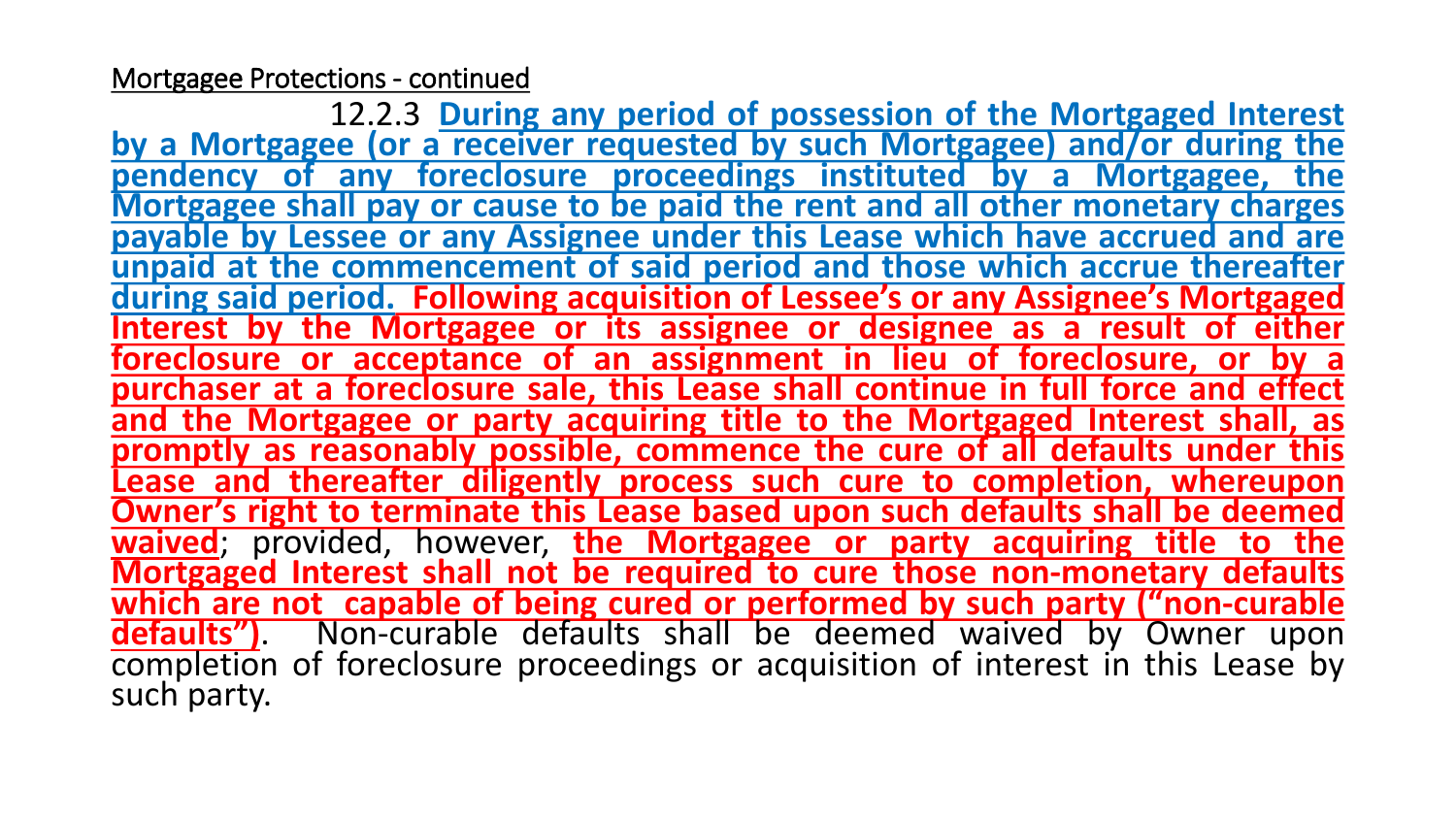Mortgagee Protections - continued

12.2.3 **During any period of possession of the Mortgaged Interest by a Mortgagee (or a receiver requested by such Mortgagee) and/or during the pendency of any foreclosure proceedings instituted by a Mortgagee, the Mortgagee shall pay or cause to be paid the rent and all other monetary charges payable by Lessee or any Assignee under this Lease which have accrued and are unpaid at the commencement of said period and those which accrue thereafter during said period.** **Following acquisition of Lessee's or any Assignee's Mortgaged Interest by the Mortgagee or its assignee or designee as a result of either foreclosure or acceptance of an assignment in lieu of foreclosure, or by a purchaser at a foreclosure sale, this Lease shall continue in full force and effect and the Mortgagee or party acquiring title to the Mortgaged Interest shall, as promptly as reasonably possible, commence the cure of all defaults under this Lease and thereafter diligently process such cure to completion, whereupon Owner's right to terminate this Lease based upon such defaults shall be deemed waived**; provided, however, **the Mortgagee or party acquiring title to the Mortgaged Interest shall not be required to cure those non-monetary defaults which are not capable of being cured or performed by such party ("non-curable defaults")**. Non-curable defaults shall be deemed waived by Owner upon completion of foreclosure proceedings or acquisition of interest in this Lease by such party.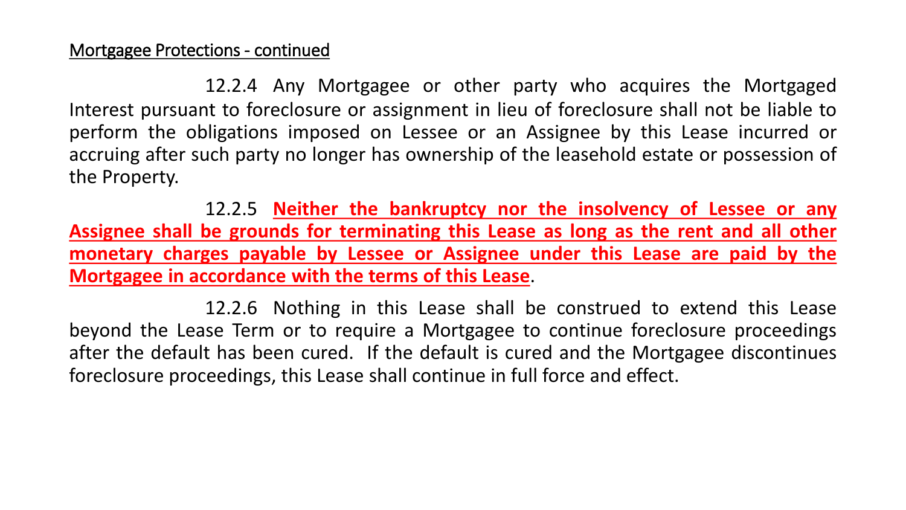Mortgagee Protections - continued

12.2.4 Any Mortgagee or other party who acquires the Mortgaged Interest pursuant to foreclosure or assignment in lieu of foreclosure shall not be liable to perform the obligations imposed on Lessee or an Assignee by this Lease incurred or accruing after such party no longer has ownership of the leasehold estate or possession of the Property.

12.2.5 **Neither the bankruptcy nor the insolvency of Lessee or any Assignee shall be grounds for terminating this Lease as long as the rent and all other monetary charges payable by Lessee or Assignee under this Lease are paid by the Mortgagee in accordance with the terms of this Lease**.

12.2.6 Nothing in this Lease shall be construed to extend this Lease beyond the Lease Term or to require a Mortgagee to continue foreclosure proceedings after the default has been cured. If the default is cured and the Mortgagee discontinues foreclosure proceedings, this Lease shall continue in full force and effect.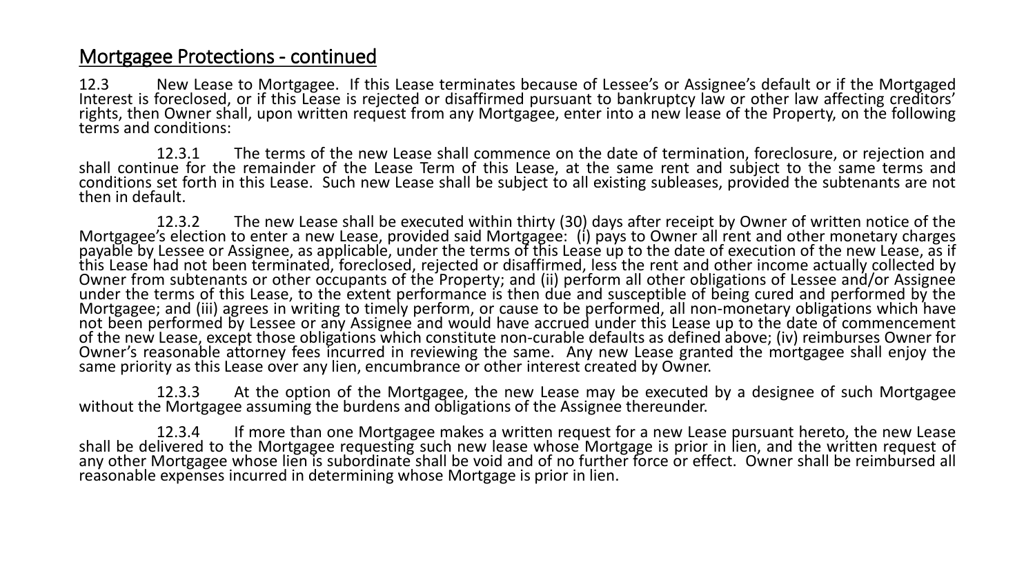## Mortgagee Protections - continued

12.3 New Lease to Mortgagee. If this Lease terminates because of Lessee's or Assignee's default or if the Mortgaged Interest is foreclosed, or if this Lease is rejected or disaffirmed pursuant to bankruptcy law or other law affecting creditors' rights, then Owner shall, upon written request from any Mortgagee, enter into a new lease of the Property, on the following terms and conditions:

12.3.1 The terms of the new Lease shall commence on the date of termination, foreclosure, or rejection and shall continue for the remainder of the Lease Term of this Lease, at the same rent and subject to the same terms and conditions set forth in this Lease. Such new Lease shall be subject to all existing subleases, provided the subtenants are not then in default.

12.3.2 The new Lease shall be executed within thirty (30) days after receipt by Owner of written notice of the Mortgagee's election to enter a new Lease, provided said Mortgagee: (i) pays to Owner all rent and other monetary charges payable by Lessee or Assignee, as applicable, under the terms of this Lease up to the date of execution of the new Lease, as if this Lease had not been terminated, foreclosed, rejected or disaffirmed, less the rent and other income actually collected by Owner from subtenants or other occupants of the Property; and (ii) perform all other obligations of Lessee and/or Assignee under the terms of this Lease, to the extent performance is then due and susceptible of being cured and performed by the Mortgagee; and (iii) agrees in writing to timely perform, or cause to be performed, all non-monetary obligations which have not been performed by Lessee or any Assignee and would have accrued under this Lease up to the date of commencement of the new Lease, except those obligations which constitute non-curable defaults as defined above; (iv) reimburses Owner for Owner's reasonable attorney fees incurred in reviewing the same. Any new Lease granted the mortgagee shall enjoy the same priority as this Lease over any lien, encumbrance or other interest created by Owner.

12.3.3 At the option of the Mortgagee, the new Lease may be executed by a designee of such Mortgagee without the Mortgagee assuming the burdens and obligations of the Assignee thereunder.

12.3.4 If more than one Mortgagee makes a written request for a new Lease pursuant hereto, the new Lease shall be delivered to the Mortgagee requesting such new lease whose Mortgage is prior in lien, and the written request of any other Mortgagee whose lien is subordinate shall be void and of no further force or effect. Owner shall be reimbursed all reasonable expenses incurred in determining whose Mortgage is prior in lien.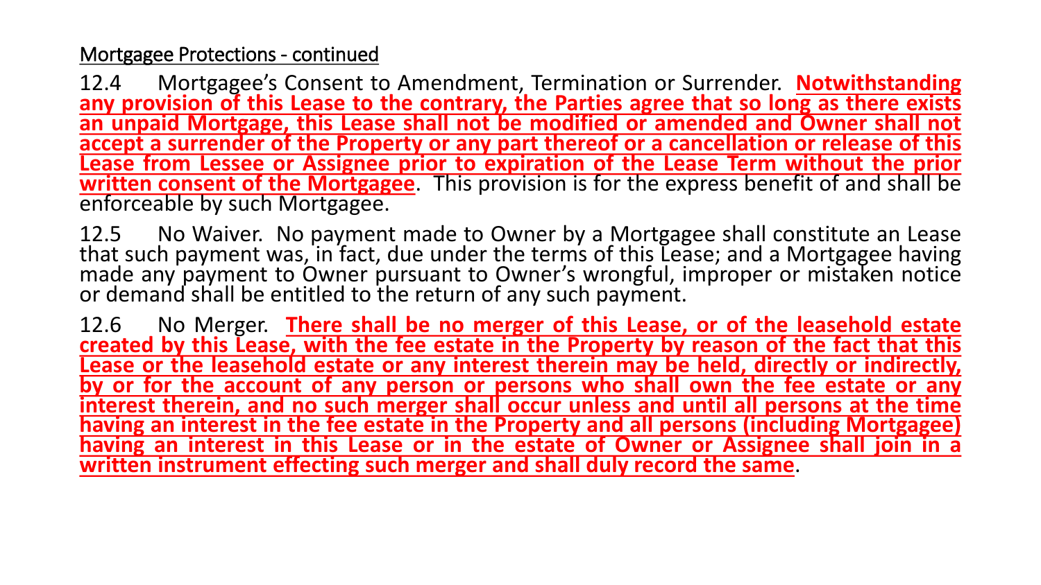Mortgagee Protections - continued

12.4 Mortgagee's Consent to Amendment, Termination or Surrender. **Notwithstanding any provision of this Lease to the contrary, the Parties agree that so long as there exists an unpaid Mortgage, this Lease shall not be modified or amended and Owner shall not accept a surrender of the Property or any part thereof or a cancellation or release of this Lease from Lessee or Assignee prior to expiration of the Lease Term without the prior written consent of the Mortgagee**. This provision is for the express benefit of and shall be enforceable by such Mortgagee.

12.5 No Waiver. No payment made to Owner by a Mortgagee shall constitute an Lease that such payment was, in fact, due under the terms of this Lease; and a Mortgagee having made any payment to Owner pursuant to Owner's wrongful, improper or mistaken notice or demand shall be entitled to the return of any such payment.

12.6 No Merger. **There shall be no merger of this Lease, or of the leasehold estate created by this Lease, with the fee estate in the Property by reason of the fact that this Lease or the leasehold estate or any interest therein may be held, directly or indirectly, by or for the account of any person or persons who shall own the fee estate or any interest therein, and no such merger shall occur unless and until all persons at the time having an interest in the fee estate in the Property and all persons (including Mortgagee) having an interest in this Lease or in the estate of Owner or Assignee shall join in a written instrument effecting such merger and shall duly record the same**.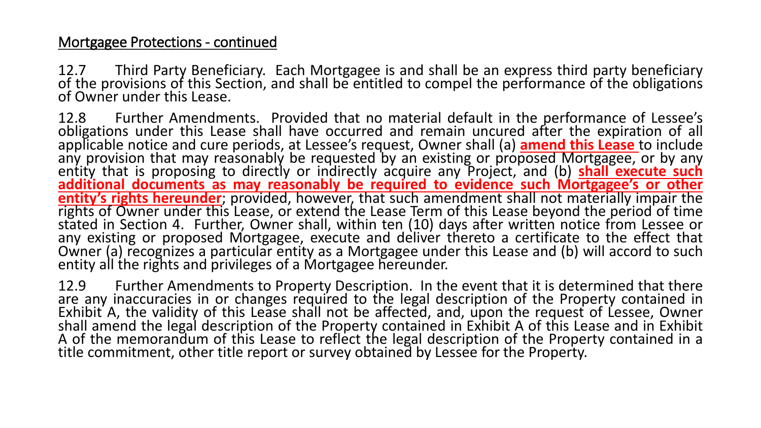## Mortgagee Protections - continued

12.7 Third Party Beneficiary. Each Mortgagee is and shall be an express third party beneficiary of the provisions of this Section, and shall be entitled to compel the performance of the obligations of Owner under this Lease.

12.8 Further Amendments. Provided that no material default in the performance of Lessee's obligations under this Lease shall have occurred and remain uncured after the expiration of all applicable notice and cure periods, at Lessee's request, Owner shall (a) **amend this Lease** to include any provision that may reasonably be requested by an existing or proposed Mortgagee, or by any entity that is proposing to directly or indirectly acquire any Project, and (b) **shall execute such additional documents as may reasonably be required to evidence such Mortgagee's or other entity's rights hereunder**; provided, however, that such amendment shall not materially impair the rights of Owner under this Lease, or extend the Lease Term of this Lease beyond the period of time stated in Section 4. Further, Owner shall, within ten (10) days after written notice from Lessee or any existing or proposed Mortgagee, execute and deliver thereto a certificate to the effect that Owner (a) recognizes a particular entity as a Mortgagee under this Lease and (b) will accord to such entity all the rights and privileges of a Mortgagee hereunder.

12.9 Further Amendments to Property Description. In the event that it is determined that there are any inaccuracies in or changes required to the legal description of the Property contained in Exhibit A, the validity of this Lease shall not be affected, and, upon the request of Lessee, Owner shall amend the legal description of the Property contained in Exhibit A of this Lease and in Exhibit A of the memorandum of this Lease to reflect the legal description of the Property contained in a title commitment, other title report or survey obtained by Lessee for the Property.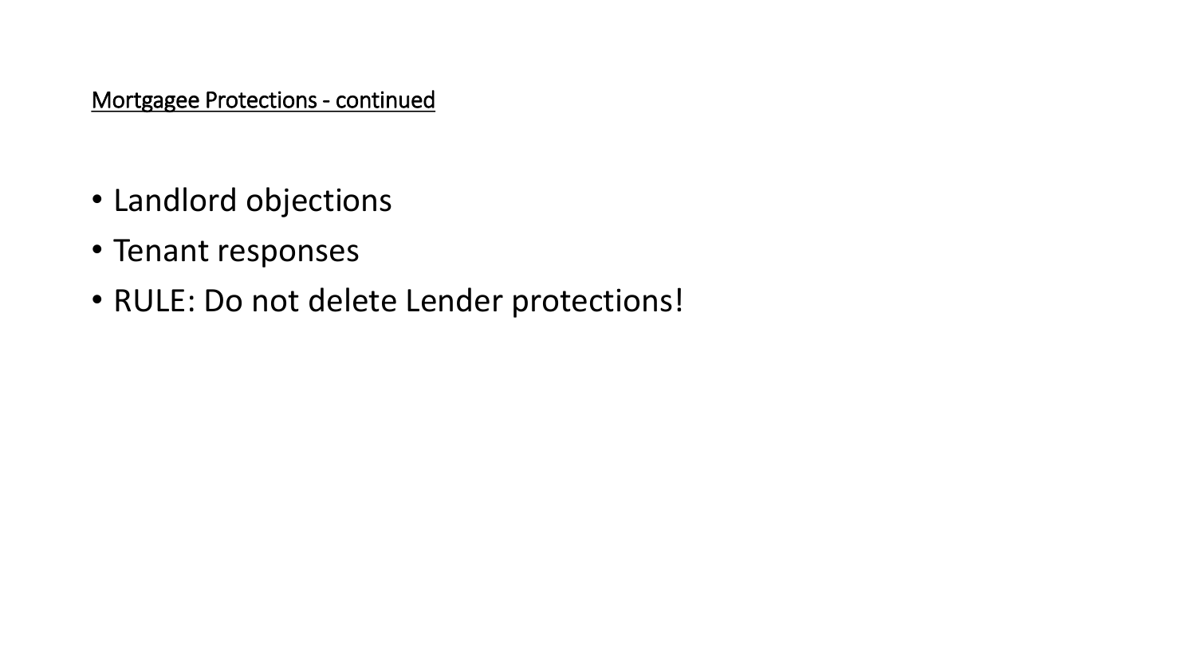## Mortgagee Protections - continued

- Landlord objections
- Tenant responses
- RULE: Do not delete Lender protections!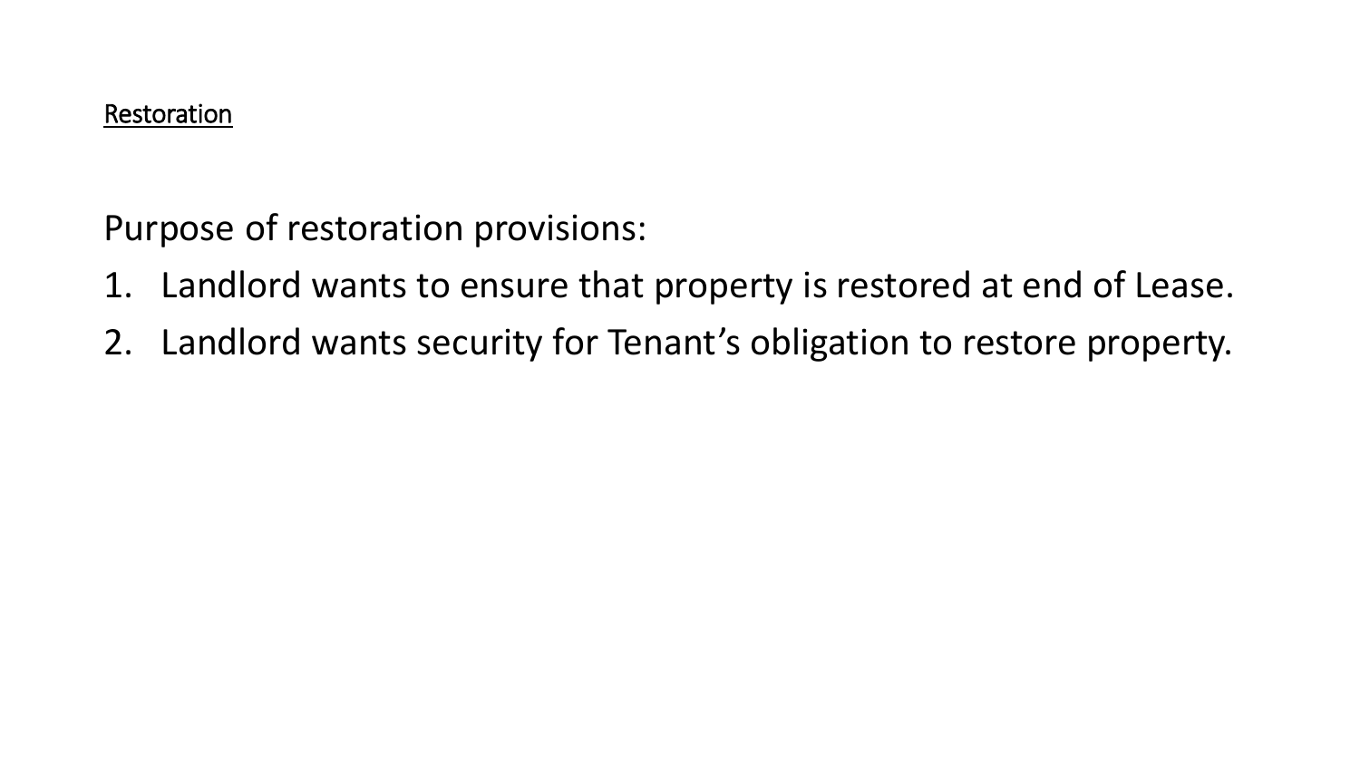<u>Restoration</u>

Purpose of restoration provisions:

1. Landlord wants to ensure that property is restored at end of Lease.
2. Landlord wants security for Tenant's obligation to restore property.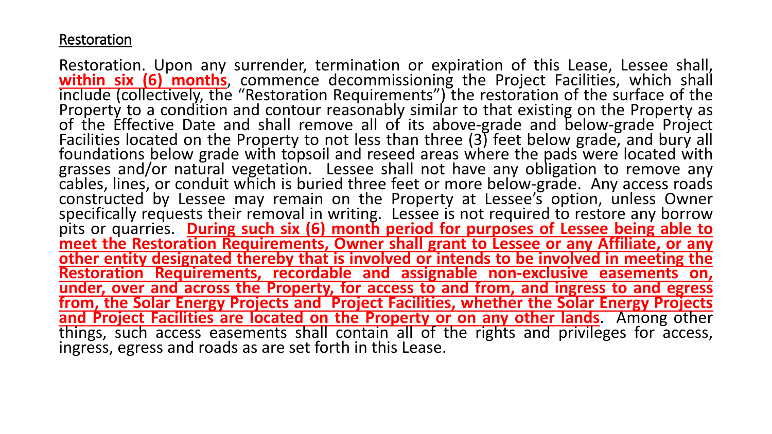## Restoration

Restoration. Upon any surrender, termination or expiration of this Lease, Lessee shall, **within six (6) months**, commence decommissioning the Project Facilities, which shall include (collectively, the "Restoration Requirements") the restoration of the surface of the Property to a condition and contour reasonably similar to that existing on the Property as of the Effective Date and shall remove all of its above-grade and below-grade Project Facilities located on the Property to not less than three (3) feet below grade, and bury all foundations below grade with topsoil and reseed areas where the pads were located with grasses and/or natural vegetation. Lessee shall not have any obligation to remove any cables, lines, or conduit which is buried three feet or more below-grade. Any access roads constructed by Lessee may remain on the Property at Lessee's option, unless Owner specifically requests their removal in writing. Lessee is not required to restore any borrow pits or quarries. **During such six (6) month period for purposes of Lessee being able to meet the Restoration Requirements, Owner shall grant to Lessee or any Affiliate, or any other entity designated thereby that is involved or intends to be involved in meeting the Restoration Requirements, recordable and assignable non-exclusive easements on, under, over and across the Property, for access to and from, and ingress to and egress from, the Solar Energy Projects and Project Facilities, whether the Solar Energy Projects and Project Facilities are located on the Property or on any other lands**. Among other things, such access easements shall contain all of the rights and privileges for access, ingress, egress and roads as are set forth in this Lease.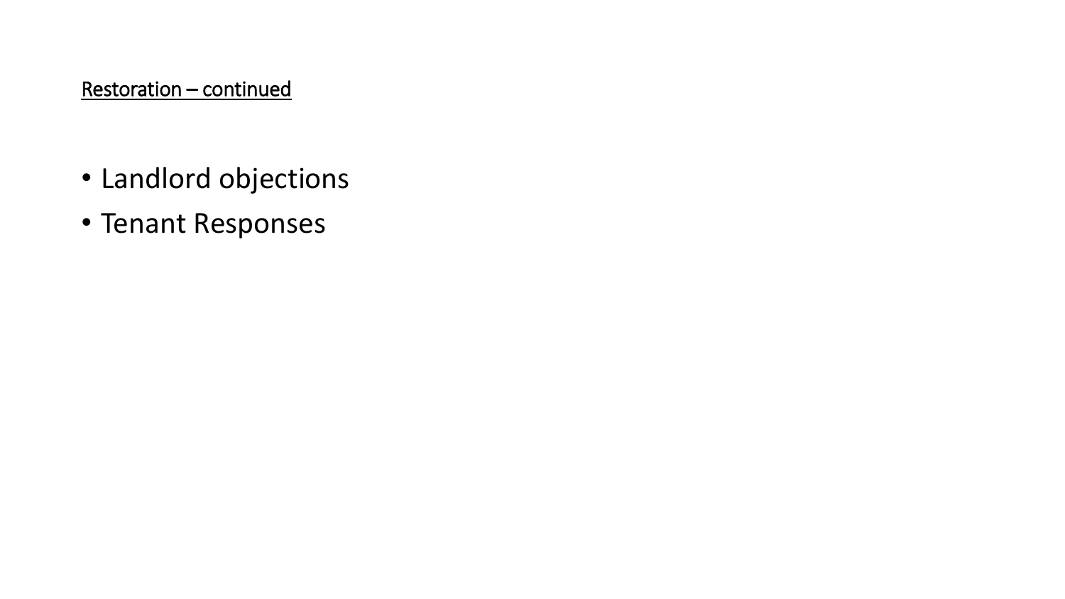<u>Restoration – continued</u>

- Landlord objections
- Tenant Responses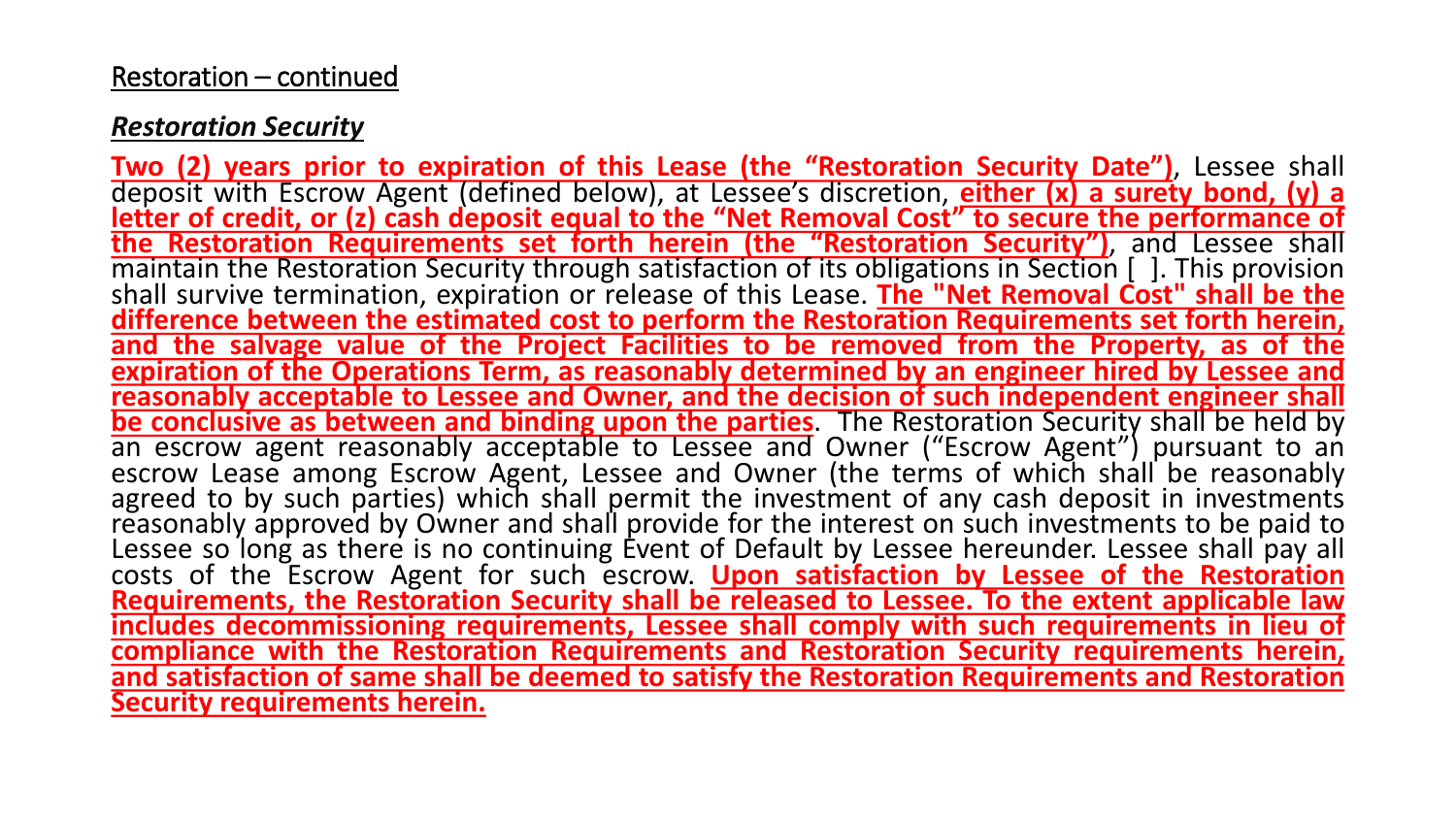Restoration – continued

***Restoration Security***

**Two (2) years prior to expiration of this Lease (the "Restoration Security Date")**, Lessee shall deposit with Escrow Agent (defined below), at Lessee's discretion, **either (x) a surety bond, (y) a letter of credit, or (z) cash deposit equal to the "Net Removal Cost" to secure the performance of the Restoration Requirements set forth herein (the "Restoration Security")**, and Lessee shall maintain the Restoration Security through satisfaction of its obligations in Section [ ]. This provision shall survive termination, expiration or release of this Lease. **The "Net Removal Cost" shall be the difference between the estimated cost to perform the Restoration Requirements set forth herein, and the salvage value of the Project Facilities to be removed from the Property, as of the expiration of the Operations Term, as reasonably determined by an engineer hired by Lessee and reasonably acceptable to Lessee and Owner, and the decision of such independent engineer shall be conclusive as between and binding upon the parties**. The Restoration Security shall be held by an escrow agent reasonably acceptable to Lessee and Owner ("Escrow Agent") pursuant to an escrow Lease among Escrow Agent, Lessee and Owner (the terms of which shall be reasonably agreed to by such parties) which shall permit the investment of any cash deposit in investments reasonably approved by Owner and shall provide for the interest on such investments to be paid to Lessee so long as there is no continuing Event of Default by Lessee hereunder. Lessee shall pay all costs of the Escrow Agent for such escrow. **Upon satisfaction by Lessee of the Restoration Requirements, the Restoration Security shall be released to Lessee. To the extent applicable law includes decommissioning requirements, Lessee shall comply with such requirements in lieu of compliance with the Restoration Requirements and Restoration Security requirements herein, and satisfaction of same shall be deemed to satisfy the Restoration Requirements and Restoration Security requirements herein.**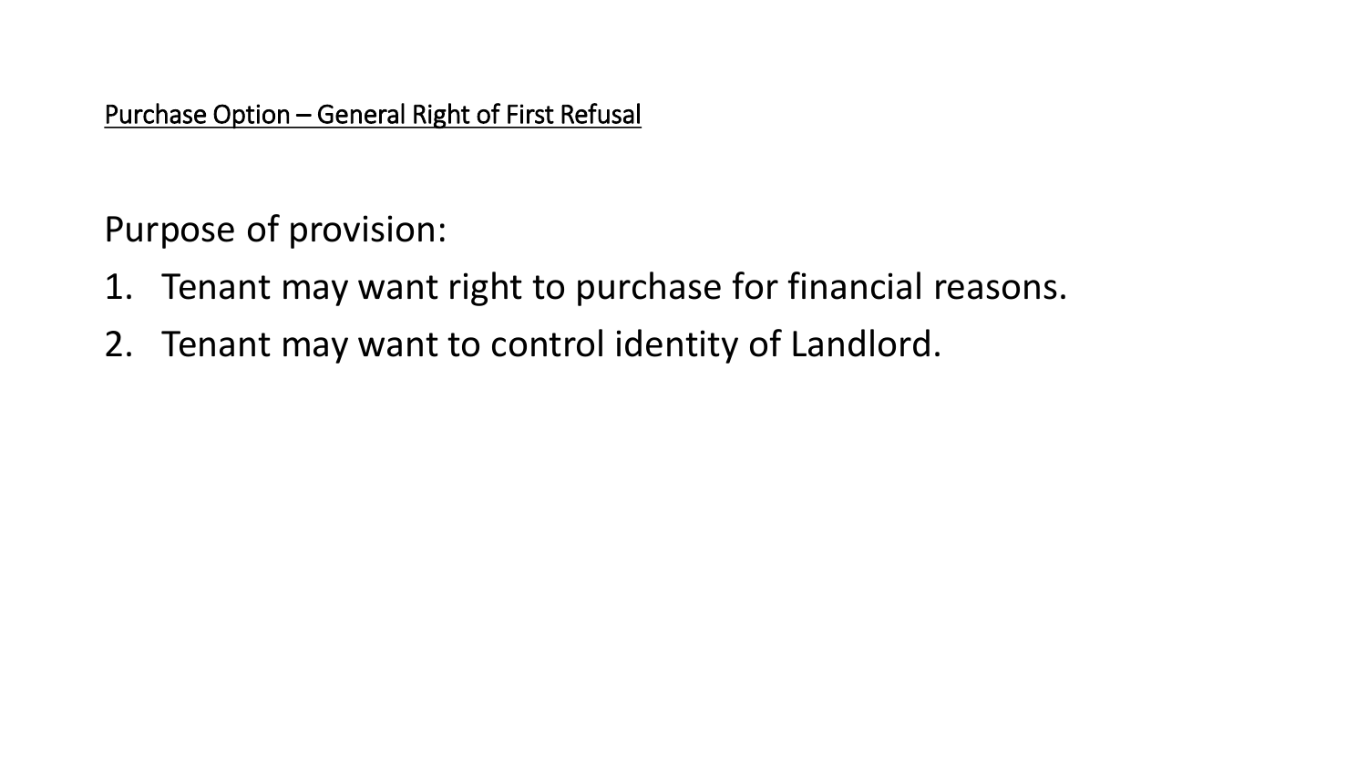Purchase Option – General Right of First Refusal

Purpose of provision:

1. Tenant may want right to purchase for financial reasons.
2. Tenant may want to control identity of Landlord.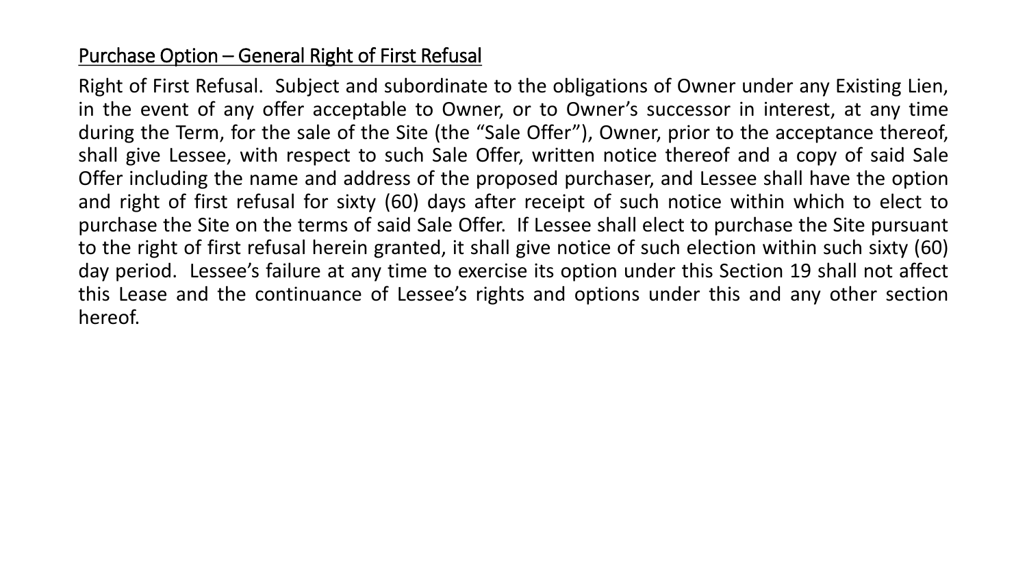## Purchase Option – General Right of First Refusal

Right of First Refusal. Subject and subordinate to the obligations of Owner under any Existing Lien, in the event of any offer acceptable to Owner, or to Owner's successor in interest, at any time during the Term, for the sale of the Site (the "Sale Offer"), Owner, prior to the acceptance thereof, shall give Lessee, with respect to such Sale Offer, written notice thereof and a copy of said Sale Offer including the name and address of the proposed purchaser, and Lessee shall have the option and right of first refusal for sixty (60) days after receipt of such notice within which to elect to purchase the Site on the terms of said Sale Offer. If Lessee shall elect to purchase the Site pursuant to the right of first refusal herein granted, it shall give notice of such election within such sixty (60) day period. Lessee's failure at any time to exercise its option under this Section 19 shall not affect this Lease and the continuance of Lessee's rights and options under this and any other section hereof.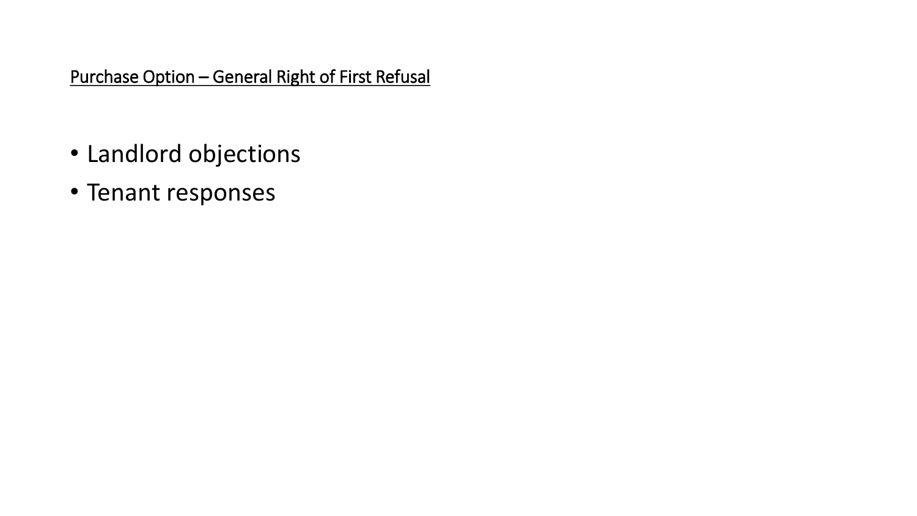## Purchase Option – General Right of First Refusal

- Landlord objections
- Tenant responses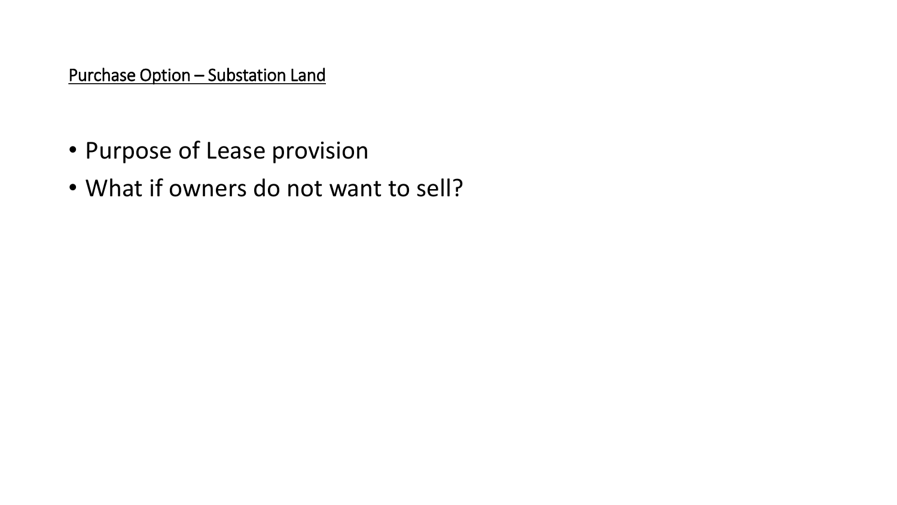<u>Purchase Option – Substation Land</u>

- Purpose of Lease provision
- What if owners do not want to sell?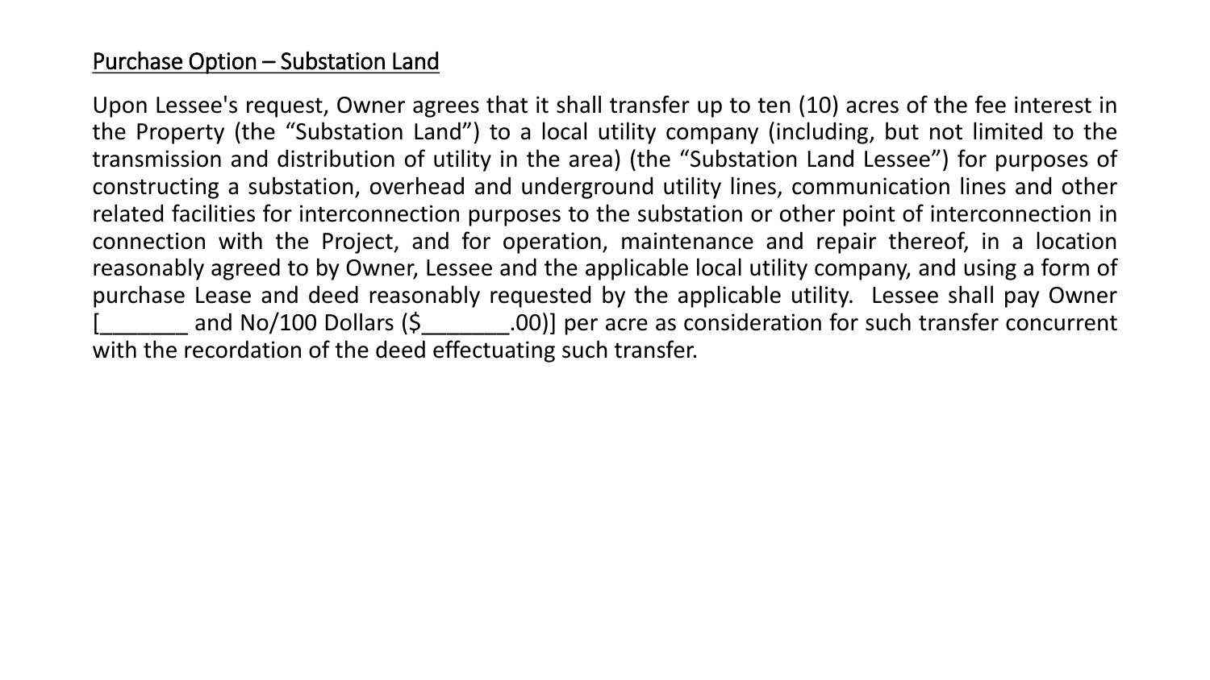<u>Purchase Option – Substation Land</u>

Upon Lessee's request, Owner agrees that it shall transfer up to ten (10) acres of the fee interest in the Property (the "Substation Land") to a local utility company (including, but not limited to the transmission and distribution of utility in the area) (the "Substation Land Lessee") for purposes of constructing a substation, overhead and underground utility lines, communication lines and other related facilities for interconnection purposes to the substation or other point of interconnection in connection with the Project, and for operation, maintenance and repair thereof, in a location reasonably agreed to by Owner, Lessee and the applicable local utility company, and using a form of purchase Lease and deed reasonably requested by the applicable utility. Lessee shall pay Owner [_______ and No/100 Dollars ($_______.00)] per acre as consideration for such transfer concurrent with the recordation of the deed effectuating such transfer.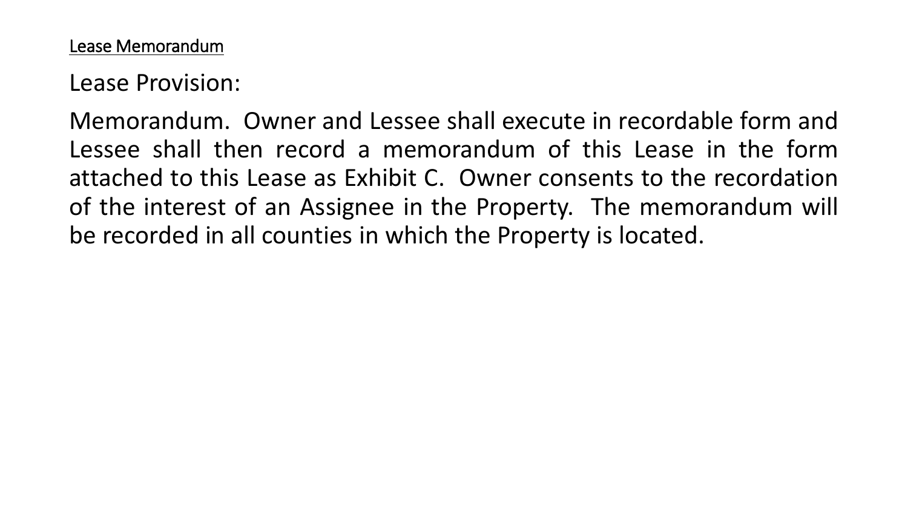<u>Lease Memorandum</u>

Lease Provision:

Memorandum. Owner and Lessee shall execute in recordable form and Lessee shall then record a memorandum of this Lease in the form attached to this Lease as Exhibit C. Owner consents to the recordation of the interest of an Assignee in the Property. The memorandum will be recorded in all counties in which the Property is located.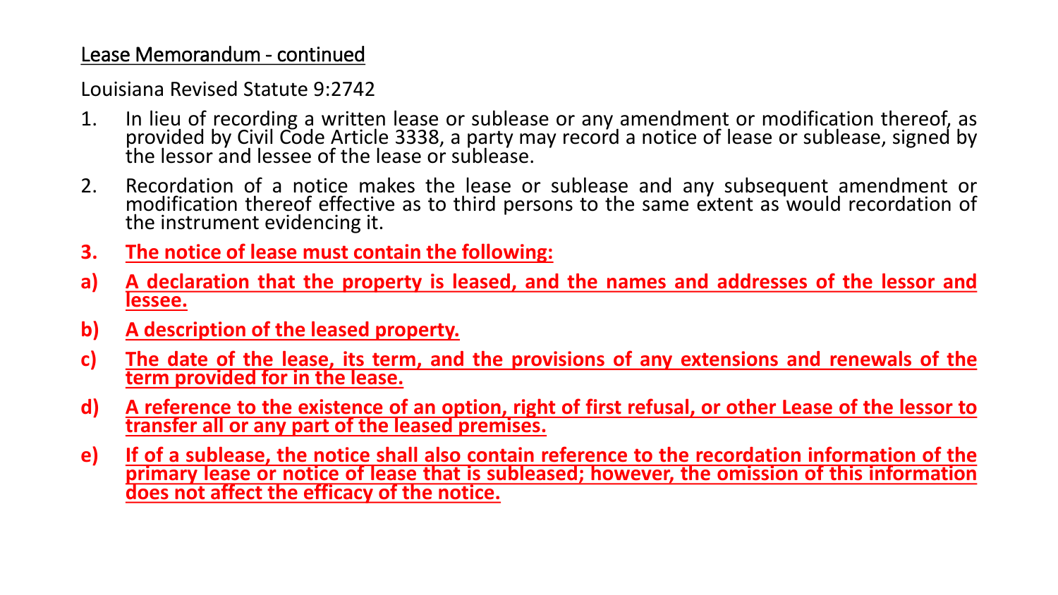Lease Memorandum - continued

Louisiana Revised Statute 9:2742

1. In lieu of recording a written lease or sublease or any amendment or modification thereof, as provided by Civil Code Article 3338, a party may record a notice of lease or sublease, signed by the lessor and lessee of the lease or sublease.
2. Recordation of a notice makes the lease or sublease and any subsequent amendment or modification thereof effective as to third persons to the same extent as would recordation of the instrument evidencing it.
3. **The notice of lease must contain the following:**

**a) A declaration that the property is leased, and the names and addresses of the lessor and lessee.**

**b) A description of the leased property.**

**c) The date of the lease, its term, and the provisions of any extensions and renewals of the term provided for in the lease.**

**d) A reference to the existence of an option, right of first refusal, or other Lease of the lessor to transfer all or any part of the leased premises.**

**e) If of a sublease, the notice shall also contain reference to the recordation information of the primary lease or notice of lease that is subleased; however, the omission of this information does not affect the efficacy of the notice.**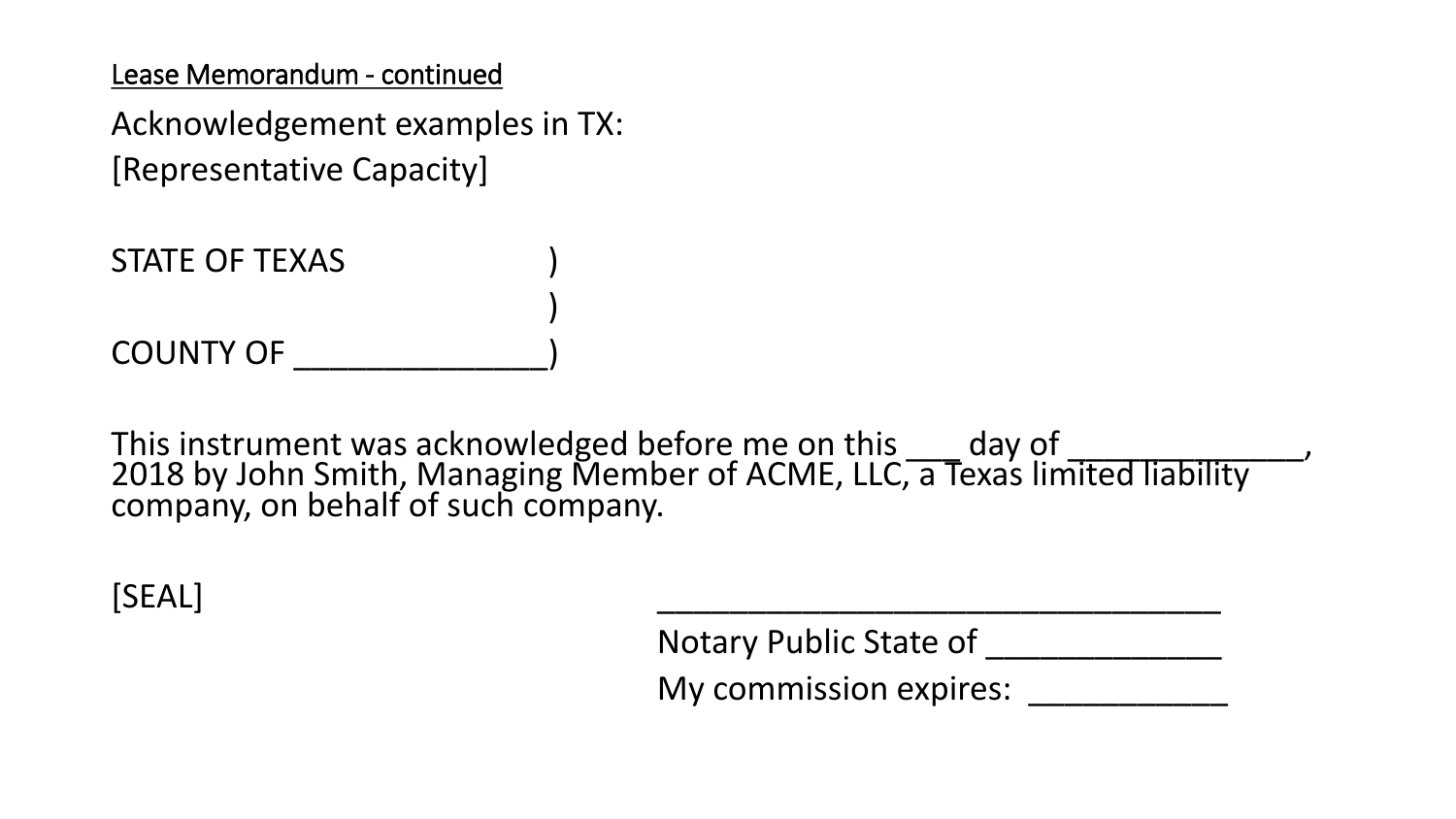Lease Memorandum - continued

Acknowledgement examples in TX:

[Representative Capacity]

STATE OF TEXAS )
)
COUNTY OF ______________)

This instrument was acknowledged before me on this ___ day of _____________, 2018 by John Smith, Managing Member of ACME, LLC, a Texas limited liability company, on behalf of such company.

[SEAL]

________________________________

Notary Public State of _____________

My commission expires: ___________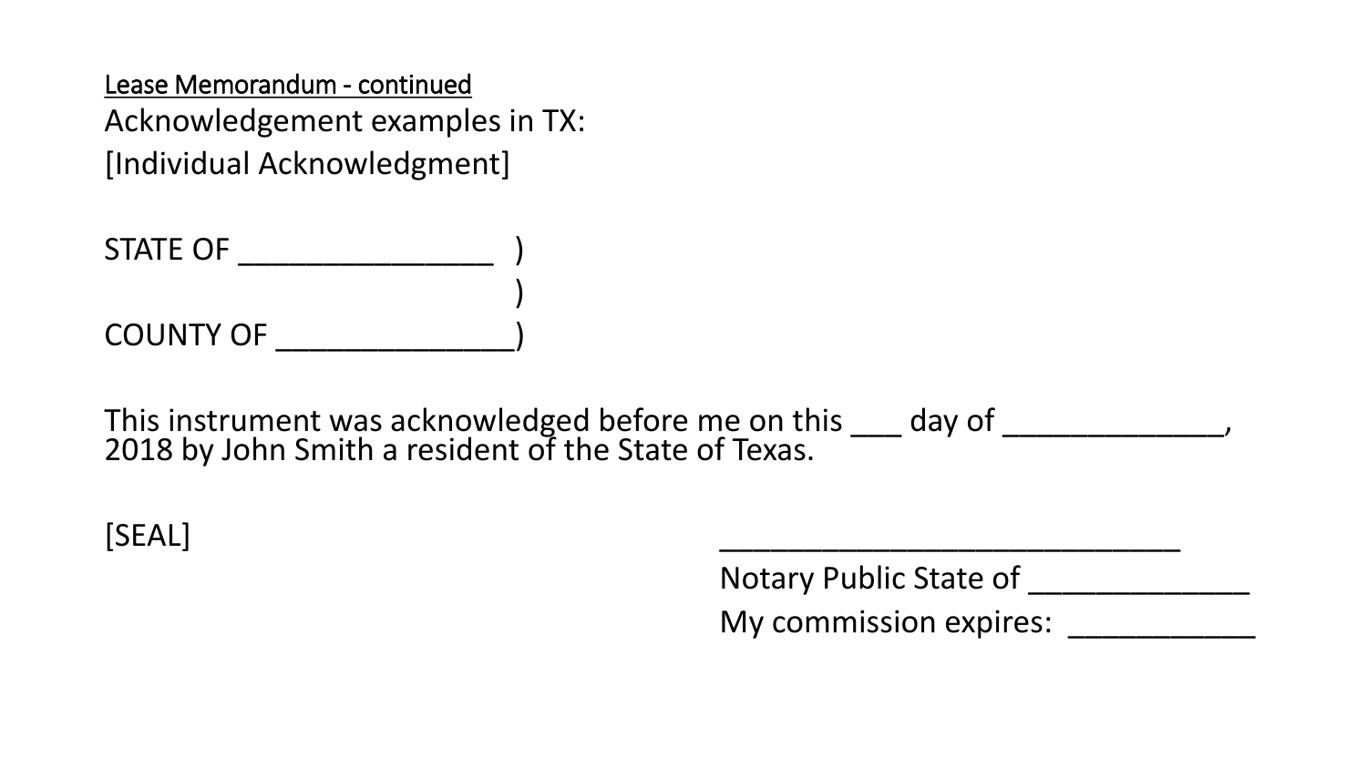<u>Lease Memorandum - continued</u>

Acknowledgement examples in TX:

[Individual Acknowledgment]

STATE OF _______________ )
)
COUNTY OF ______________)

This instrument was acknowledged before me on this ___ day of _____________, 2018 by John Smith a resident of the State of Texas.

[SEAL]

____________________________

Notary Public State of _____________

My commission expires: ___________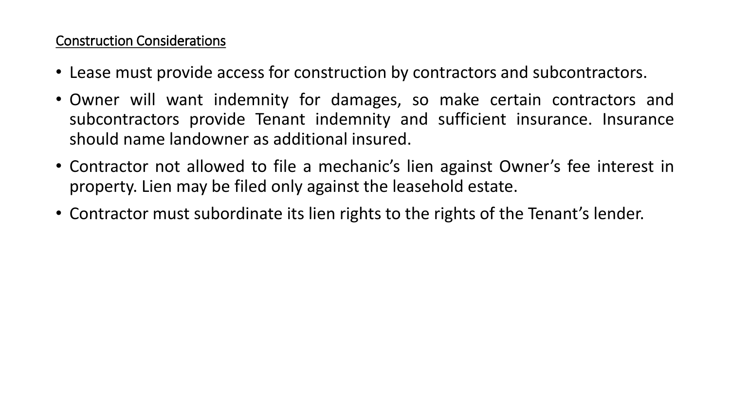## Construction Considerations

- Lease must provide access for construction by contractors and subcontractors.
- Owner will want indemnity for damages, so make certain contractors and subcontractors provide Tenant indemnity and sufficient insurance. Insurance should name landowner as additional insured.
- Contractor not allowed to file a mechanic's lien against Owner's fee interest in property. Lien may be filed only against the leasehold estate.
- Contractor must subordinate its lien rights to the rights of the Tenant's lender.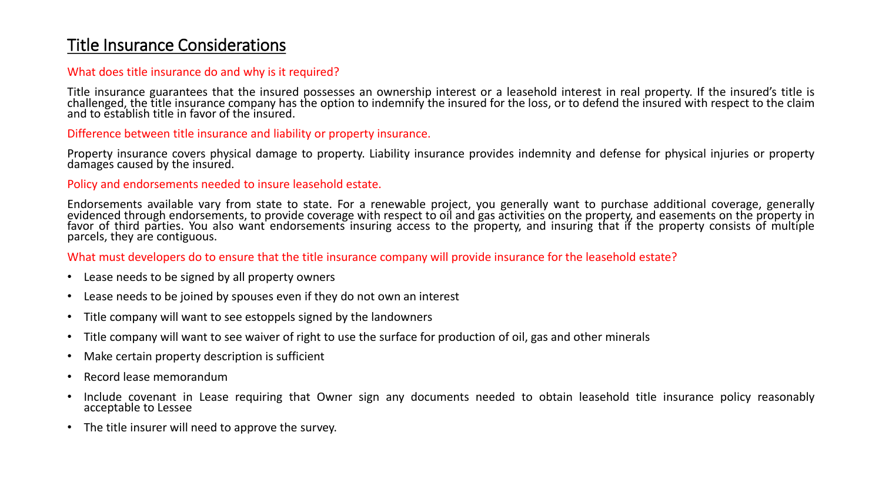# Title Insurance Considerations

### What does title insurance do and why is it required?

Title insurance guarantees that the insured possesses an ownership interest or a leasehold interest in real property. If the insured's title is challenged, the title insurance company has the option to indemnify the insured for the loss, or to defend the insured with respect to the claim and to establish title in favor of the insured.

### Difference between title insurance and liability or property insurance.

Property insurance covers physical damage to property. Liability insurance provides indemnity and defense for physical injuries or property damages caused by the insured.

### Policy and endorsements needed to insure leasehold estate.

Endorsements available vary from state to state. For a renewable project, you generally want to purchase additional coverage, generally evidenced through endorsements, to provide coverage with respect to oil and gas activities on the property, and easements on the property in favor of third parties. You also want endorsements insuring access to the property, and insuring that if the property consists of multiple parcels, they are contiguous.

### What must developers do to ensure that the title insurance company will provide insurance for the leasehold estate?

- Lease needs to be signed by all property owners
- Lease needs to be joined by spouses even if they do not own an interest
- Title company will want to see estoppels signed by the landowners
- Title company will want to see waiver of right to use the surface for production of oil, gas and other minerals
- Make certain property description is sufficient
- Record lease memorandum
- Include covenant in Lease requiring that Owner sign any documents needed to obtain leasehold title insurance policy reasonably acceptable to Lessee
- The title insurer will need to approve the survey.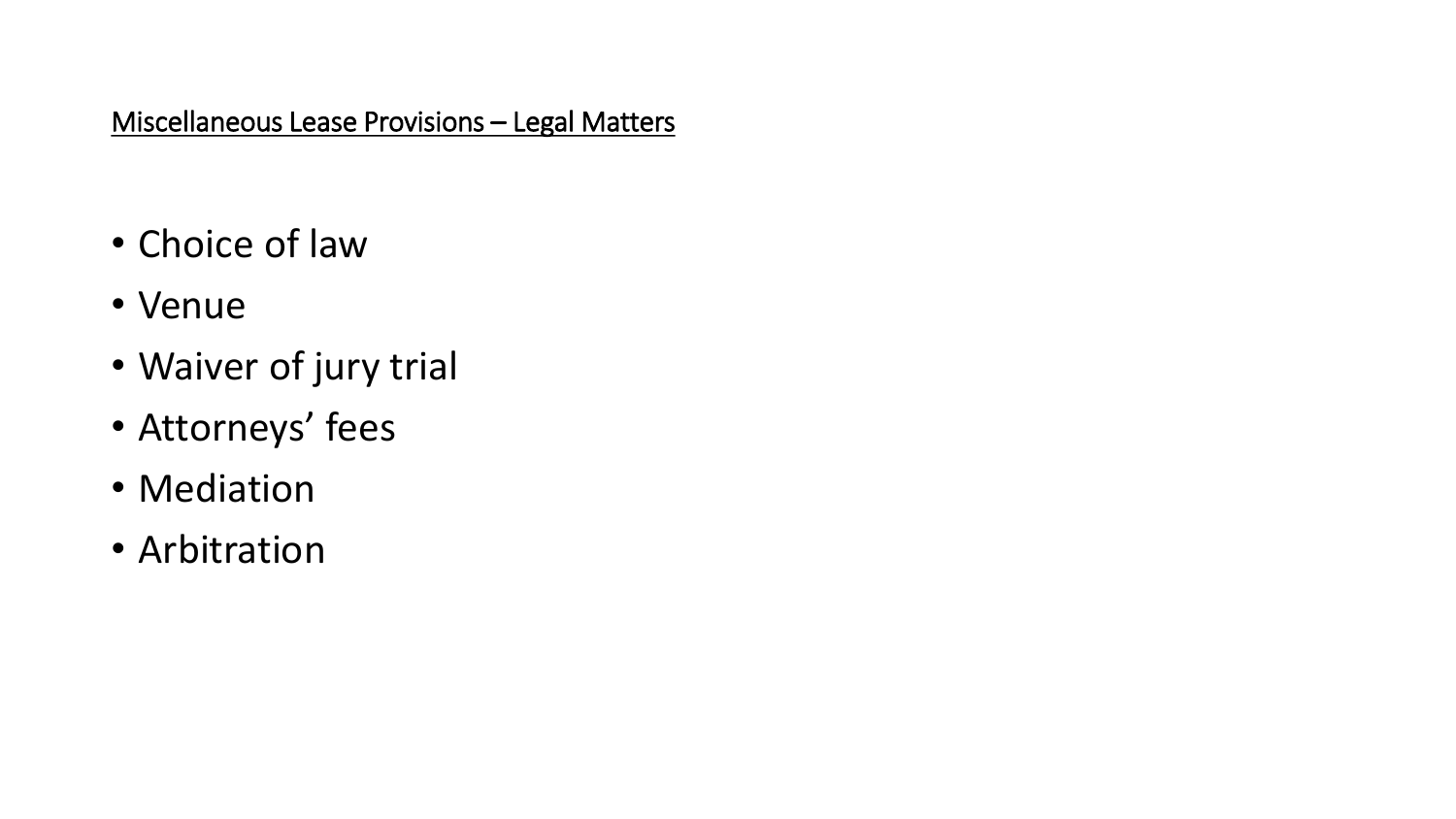## Miscellaneous Lease Provisions – Legal Matters

- Choice of law
- Venue
- Waiver of jury trial
- Attorneys' fees
- Mediation
- Arbitration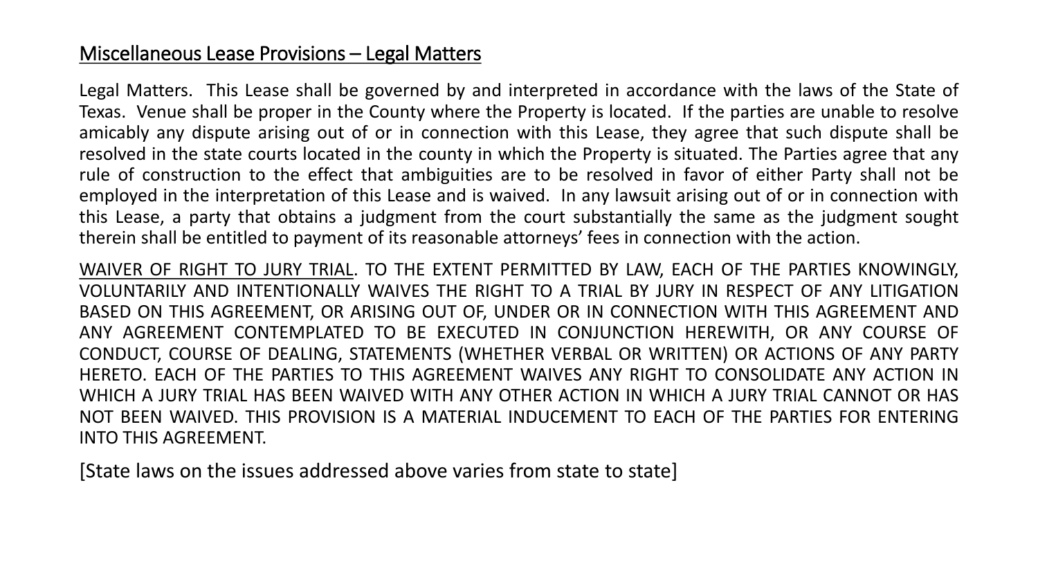## Miscellaneous Lease Provisions – Legal Matters

Legal Matters. This Lease shall be governed by and interpreted in accordance with the laws of the State of Texas. Venue shall be proper in the County where the Property is located. If the parties are unable to resolve amicably any dispute arising out of or in connection with this Lease, they agree that such dispute shall be resolved in the state courts located in the county in which the Property is situated. The Parties agree that any rule of construction to the effect that ambiguities are to be resolved in favor of either Party shall not be employed in the interpretation of this Lease and is waived. In any lawsuit arising out of or in connection with this Lease, a party that obtains a judgment from the court substantially the same as the judgment sought therein shall be entitled to payment of its reasonable attorneys' fees in connection with the action.

WAIVER OF RIGHT TO JURY TRIAL. TO THE EXTENT PERMITTED BY LAW, EACH OF THE PARTIES KNOWINGLY, VOLUNTARILY AND INTENTIONALLY WAIVES THE RIGHT TO A TRIAL BY JURY IN RESPECT OF ANY LITIGATION BASED ON THIS AGREEMENT, OR ARISING OUT OF, UNDER OR IN CONNECTION WITH THIS AGREEMENT AND ANY AGREEMENT CONTEMPLATED TO BE EXECUTED IN CONJUNCTION HEREWITH, OR ANY COURSE OF CONDUCT, COURSE OF DEALING, STATEMENTS (WHETHER VERBAL OR WRITTEN) OR ACTIONS OF ANY PARTY HERETO. EACH OF THE PARTIES TO THIS AGREEMENT WAIVES ANY RIGHT TO CONSOLIDATE ANY ACTION IN WHICH A JURY TRIAL HAS BEEN WAIVED WITH ANY OTHER ACTION IN WHICH A JURY TRIAL CANNOT OR HAS NOT BEEN WAIVED. THIS PROVISION IS A MATERIAL INDUCEMENT TO EACH OF THE PARTIES FOR ENTERING INTO THIS AGREEMENT.

[State laws on the issues addressed above varies from state to state]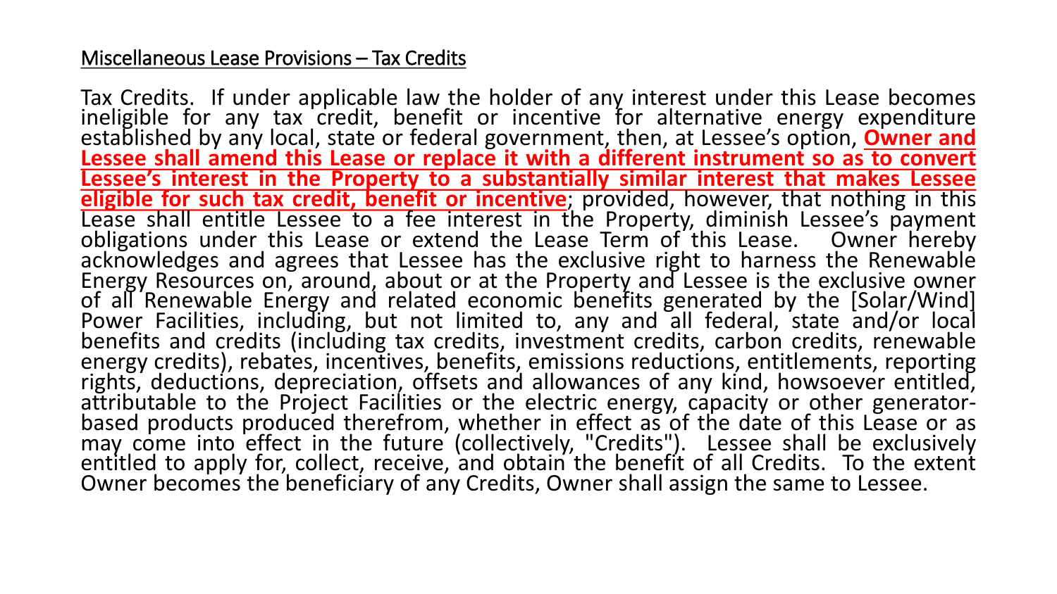## Miscellaneous Lease Provisions – Tax Credits

Tax Credits. If under applicable law the holder of any interest under this Lease becomes ineligible for any tax credit, benefit or incentive for alternative energy expenditure established by any local, state or federal government, then, at Lessee's option, **Owner and Lessee shall amend this Lease or replace it with a different instrument so as to convert Lessee's interest in the Property to a substantially similar interest that makes Lessee eligible for such tax credit, benefit or incentive**; provided, however, that nothing in this Lease shall entitle Lessee to a fee interest in the Property, diminish Lessee's payment obligations under this Lease or extend the Lease Term of this Lease. Owner hereby acknowledges and agrees that Lessee has the exclusive right to harness the Renewable Energy Resources on, around, about or at the Property and Lessee is the exclusive owner of all Renewable Energy and related economic benefits generated by the [Solar/Wind] Power Facilities, including, but not limited to, any and all federal, state and/or local benefits and credits (including tax credits, investment credits, carbon credits, renewable energy credits), rebates, incentives, benefits, emissions reductions, entitlements, reporting rights, deductions, depreciation, offsets and allowances of any kind, howsoever entitled, attributable to the Project Facilities or the electric energy, capacity or other generator-based products produced therefrom, whether in effect as of the date of this Lease or as may come into effect in the future (collectively, "Credits"). Lessee shall be exclusively entitled to apply for, collect, receive, and obtain the benefit of all Credits. To the extent Owner becomes the beneficiary of any Credits, Owner shall assign the same to Lessee.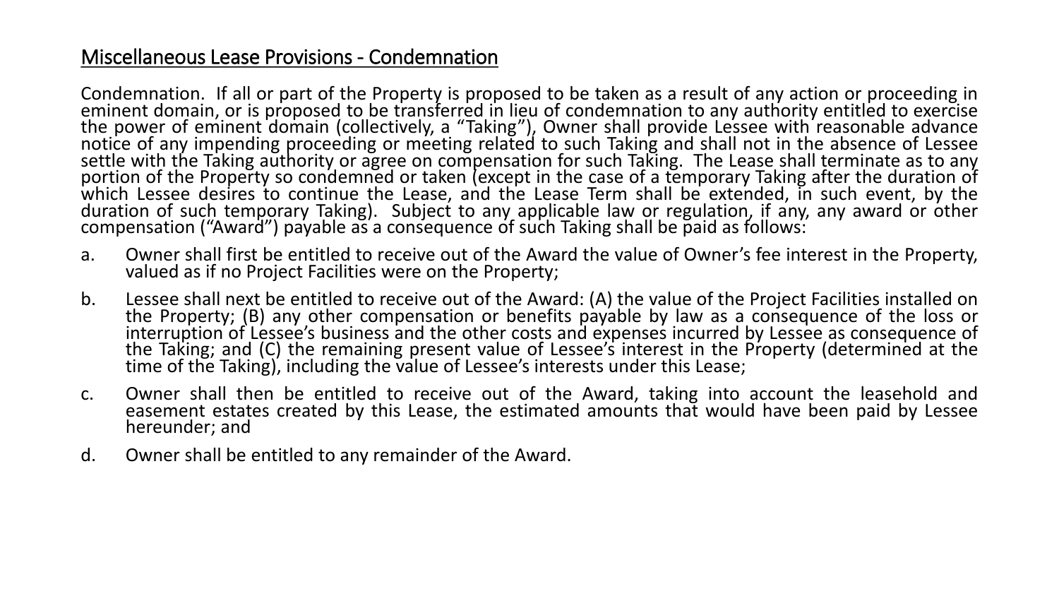## Miscellaneous Lease Provisions - Condemnation

Condemnation. If all or part of the Property is proposed to be taken as a result of any action or proceeding in eminent domain, or is proposed to be transferred in lieu of condemnation to any authority entitled to exercise the power of eminent domain (collectively, a "Taking"), Owner shall provide Lessee with reasonable advance notice of any impending proceeding or meeting related to such Taking and shall not in the absence of Lessee settle with the Taking authority or agree on compensation for such Taking. The Lease shall terminate as to any portion of the Property so condemned or taken (except in the case of a temporary Taking after the duration of which Lessee desires to continue the Lease, and the Lease Term shall be extended, in such event, by the duration of such temporary Taking). Subject to any applicable law or regulation, if any, any award or other compensation ("Award") payable as a consequence of such Taking shall be paid as follows:

a. Owner shall first be entitled to receive out of the Award the value of Owner's fee interest in the Property, valued as if no Project Facilities were on the Property;

b. Lessee shall next be entitled to receive out of the Award: (A) the value of the Project Facilities installed on the Property; (B) any other compensation or benefits payable by law as a consequence of the loss or interruption of Lessee's business and the other costs and expenses incurred by Lessee as consequence of the Taking; and (C) the remaining present value of Lessee's interest in the Property (determined at the time of the Taking), including the value of Lessee's interests under this Lease;

c. Owner shall then be entitled to receive out of the Award, taking into account the leasehold and easement estates created by this Lease, the estimated amounts that would have been paid by Lessee hereunder; and

d. Owner shall be entitled to any remainder of the Award.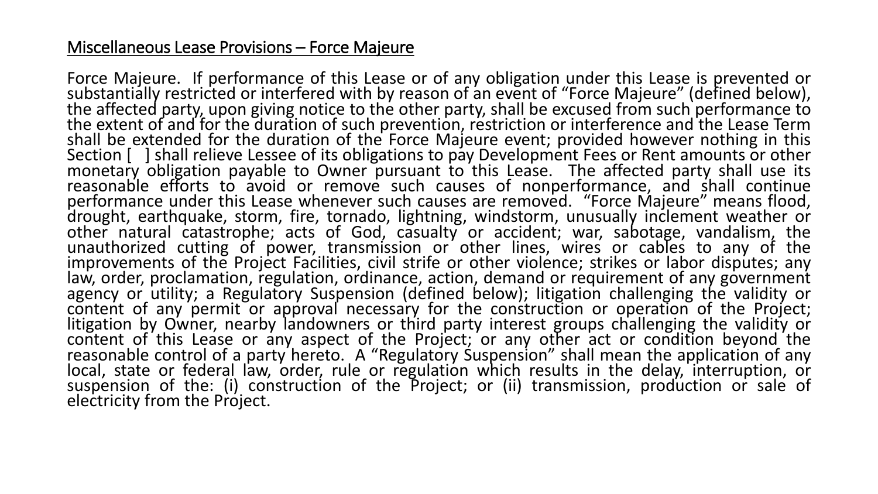## Miscellaneous Lease Provisions – Force Majeure

Force Majeure. If performance of this Lease or of any obligation under this Lease is prevented or substantially restricted or interfered with by reason of an event of "Force Majeure" (defined below), the affected party, upon giving notice to the other party, shall be excused from such performance to the extent of and for the duration of such prevention, restriction or interference and the Lease Term shall be extended for the duration of the Force Majeure event; provided however nothing in this Section [ ] shall relieve Lessee of its obligations to pay Development Fees or Rent amounts or other monetary obligation payable to Owner pursuant to this Lease. The affected party shall use its reasonable efforts to avoid or remove such causes of nonperformance, and shall continue performance under this Lease whenever such causes are removed. "Force Majeure" means flood, drought, earthquake, storm, fire, tornado, lightning, windstorm, unusually inclement weather or other natural catastrophe; acts of God, casualty or accident; war, sabotage, vandalism, the unauthorized cutting of power, transmission or other lines, wires or cables to any of the improvements of the Project Facilities, civil strife or other violence; strikes or labor disputes; any law, order, proclamation, regulation, ordinance, action, demand or requirement of any government agency or utility; a Regulatory Suspension (defined below); litigation challenging the validity or content of any permit or approval necessary for the construction or operation of the Project; litigation by Owner, nearby landowners or third party interest groups challenging the validity or content of this Lease or any aspect of the Project; or any other act or condition beyond the reasonable control of a party hereto. A "Regulatory Suspension" shall mean the application of any local, state or federal law, order, rule or regulation which results in the delay, interruption, or suspension of the: (i) construction of the Project; or (ii) transmission, production or sale of electricity from the Project.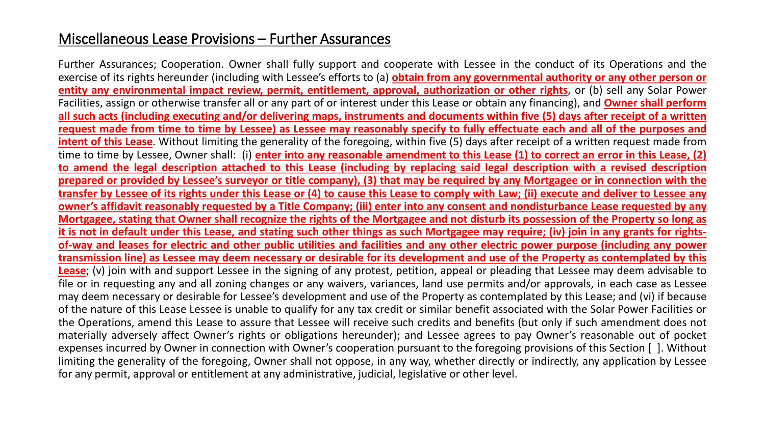## Miscellaneous Lease Provisions – Further Assurances

Further Assurances; Cooperation. Owner shall fully support and cooperate with Lessee in the conduct of its Operations and the exercise of its rights hereunder (including with Lessee's efforts to (a) **obtain from any governmental authority or any other person or entity any environmental impact review, permit, entitlement, approval, authorization or other rights**, or (b) sell any Solar Power Facilities, assign or otherwise transfer all or any part of or interest under this Lease or obtain any financing), and **Owner shall perform all such acts (including executing and/or delivering maps, instruments and documents within five (5) days after receipt of a written request made from time to time by Lessee) as Lessee may reasonably specify to fully effectuate each and all of the purposes and intent of this Lease**. Without limiting the generality of the foregoing, within five (5) days after receipt of a written request made from time to time by Lessee, Owner shall: (i) **enter into any reasonable amendment to this Lease (1) to correct an error in this Lease, (2) to amend the legal description attached to this Lease (including by replacing said legal description with a revised description prepared or provided by Lessee's surveyor or title company), (3) that may be required by any Mortgagee or in connection with the transfer by Lessee of its rights under this Lease or (4) to cause this Lease to comply with Law; (ii) execute and deliver to Lessee any owner's affidavit reasonably requested by a Title Company; (iii) enter into any consent and nondisturbance Lease requested by any Mortgagee, stating that Owner shall recognize the rights of the Mortgagee and not disturb its possession of the Property so long as it is not in default under this Lease, and stating such other things as such Mortgagee may require; (iv) join in any grants for rights-of-way and leases for electric and other public utilities and facilities and any other electric power purpose (including any power transmission line) as Lessee may deem necessary or desirable for its development and use of the Property as contemplated by this Lease**; (v) join with and support Lessee in the signing of any protest, petition, appeal or pleading that Lessee may deem advisable to file or in requesting any and all zoning changes or any waivers, variances, land use permits and/or approvals, in each case as Lessee may deem necessary or desirable for Lessee's development and use of the Property as contemplated by this Lease; and (vi) if because of the nature of this Lease Lessee is unable to qualify for any tax credit or similar benefit associated with the Solar Power Facilities or the Operations, amend this Lease to assure that Lessee will receive such credits and benefits (but only if such amendment does not materially adversely affect Owner's rights or obligations hereunder); and Lessee agrees to pay Owner's reasonable out of pocket expenses incurred by Owner in connection with Owner's cooperation pursuant to the foregoing provisions of this Section [ ]. Without limiting the generality of the foregoing, Owner shall not oppose, in any way, whether directly or indirectly, any application by Lessee for any permit, approval or entitlement at any administrative, judicial, legislative or other level.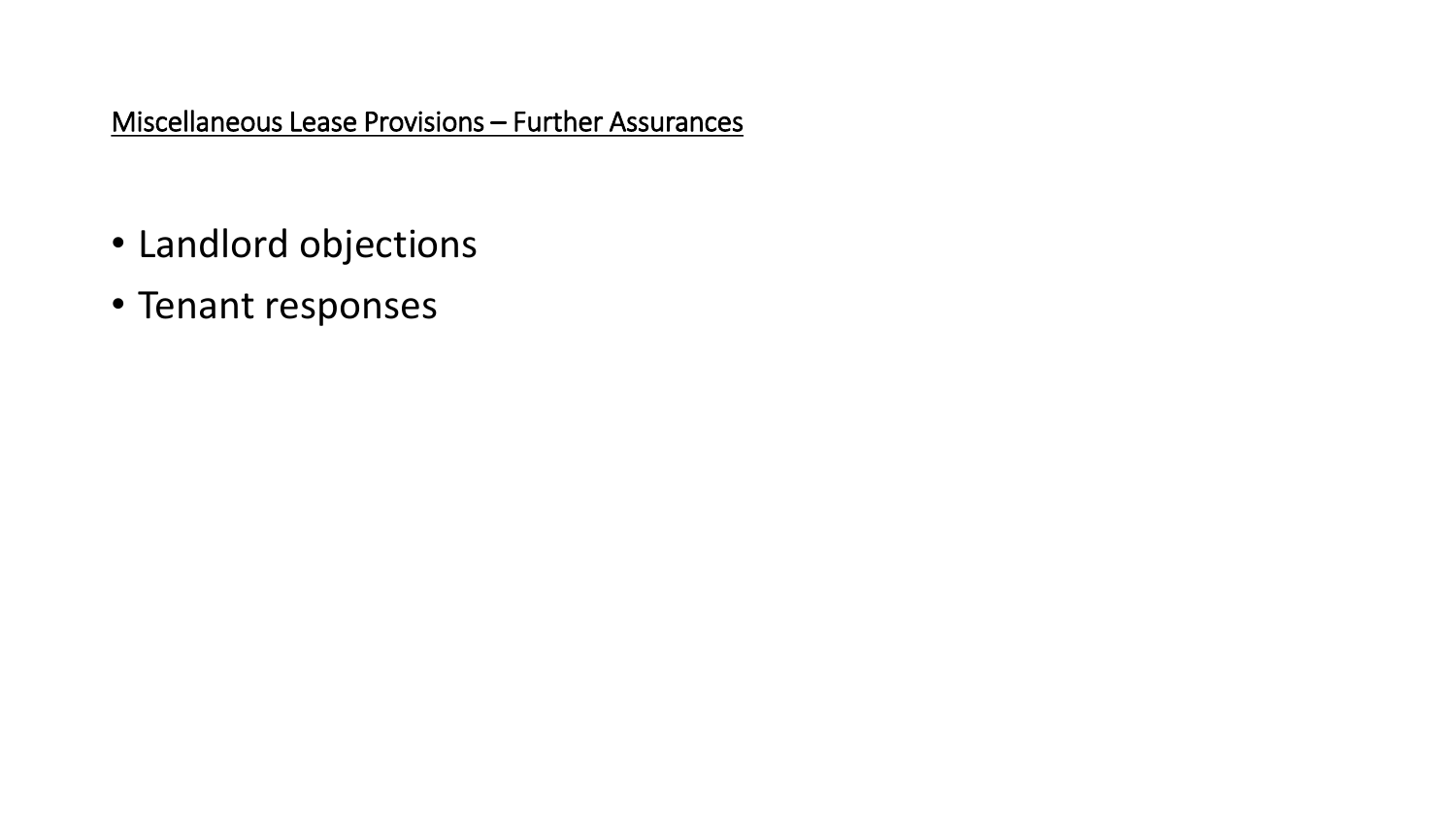<u>Miscellaneous Lease Provisions – Further Assurances</u>

- Landlord objections
- Tenant responses